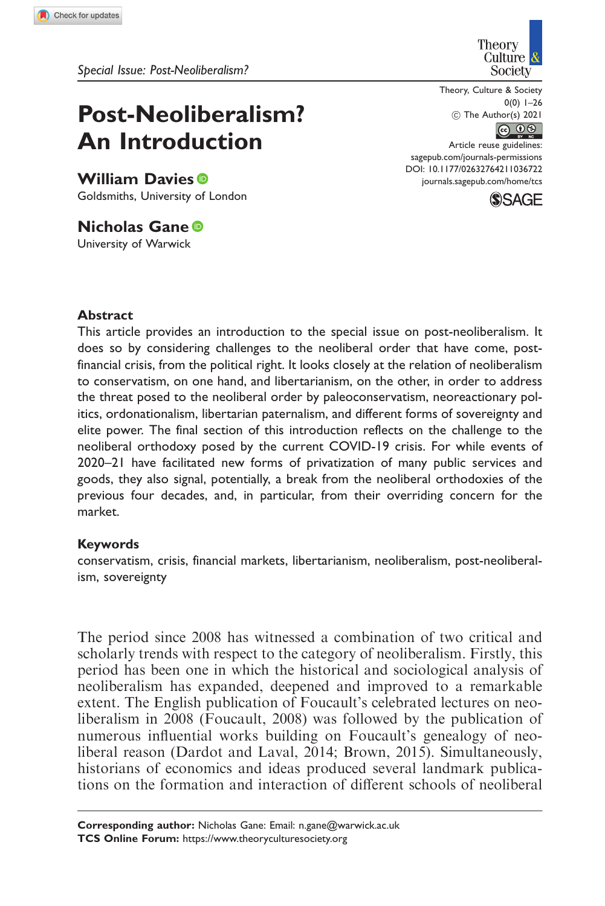Special Issue: Post-Neoliberalism?

# Post-Neoliberalism? An Introduction

**William Davies**
Goldsmiths, University of London

**Nicholas Gane**
University of Warwick

Theory, Culture & Society
0(0) 1–26
© The Author(s) 2021
Article reuse guidelines: sagepub.com/journals-permissions
DOI: 10.1177/02632764211036722
journals.sagepub.com/home/tcs

## Abstract

This article provides an introduction to the special issue on post-neoliberalism. It does so by considering challenges to the neoliberal order that have come, post-financial crisis, from the political right. It looks closely at the relation of neoliberalism to conservatism, on one hand, and libertarianism, on the other, in order to address the threat posed to the neoliberal order by paleoconservatism, neoreactionary politics, ordonationalism, libertarian paternalism, and different forms of sovereignty and elite power. The final section of this introduction reflects on the challenge to the neoliberal orthodoxy posed by the current COVID-19 crisis. For while events of 2020–21 have facilitated new forms of privatization of many public services and goods, they also signal, potentially, a break from the neoliberal orthodoxies of the previous four decades, and, in particular, from their overriding concern for the market.

## Keywords

conservatism, crisis, financial markets, libertarianism, neoliberalism, post-neoliberalism, sovereignty

The period since 2008 has witnessed a combination of two critical and scholarly trends with respect to the category of neoliberalism. Firstly, this period has been one in which the historical and sociological analysis of neoliberalism has expanded, deepened and improved to a remarkable extent. The English publication of Foucault's celebrated lectures on neoliberalism in 2008 (Foucault, 2008) was followed by the publication of numerous influential works building on Foucault's genealogy of neoliberal reason (Dardot and Laval, 2014; Brown, 2015). Simultaneously, historians of economics and ideas produced several landmark publications on the formation and interaction of different schools of neoliberal

**Corresponding author:** Nicholas Gane: Email: n.gane@warwick.ac.uk
**TCS Online Forum:** https://www.theoryculturesociety.org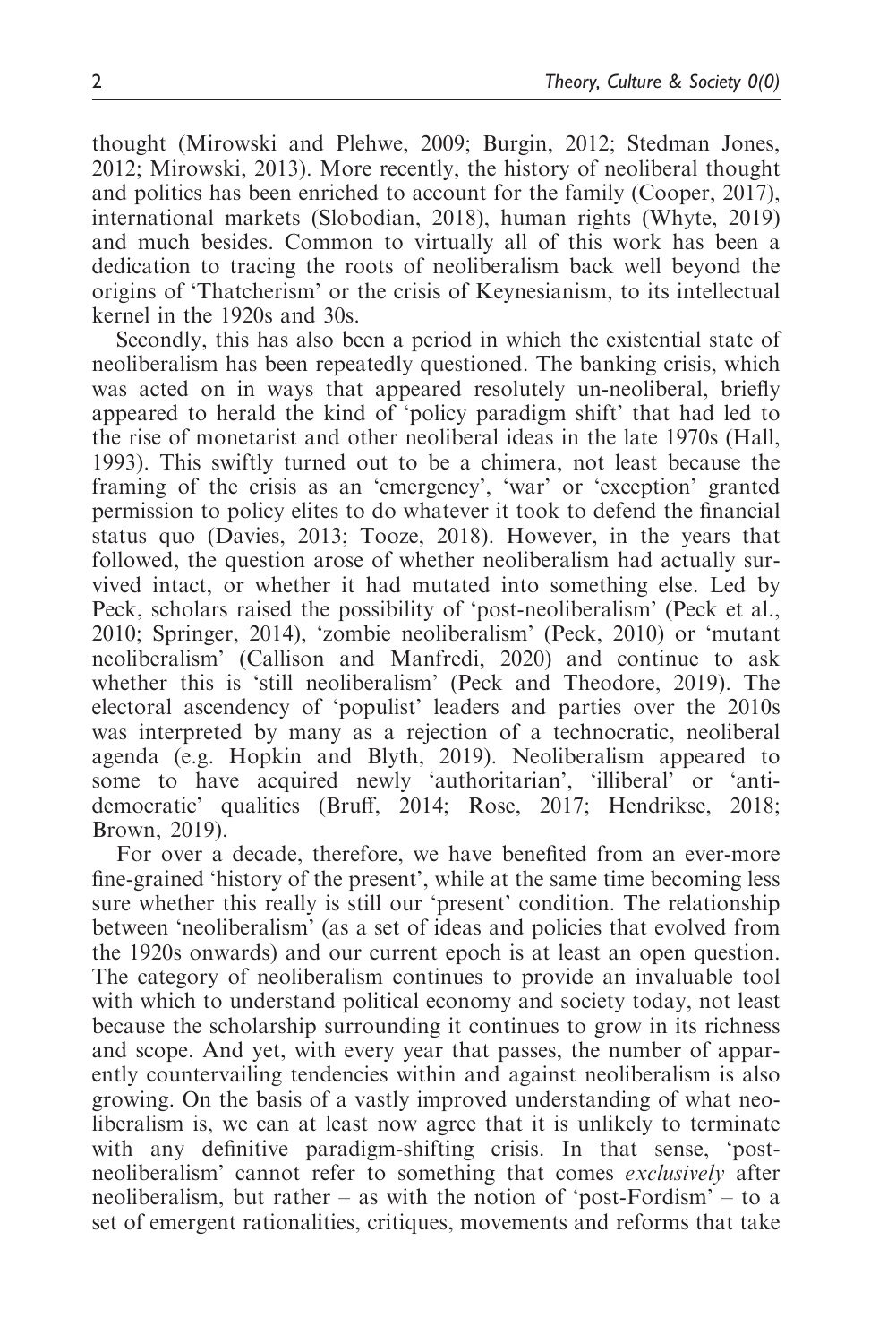thought (Mirowski and Plehwe, 2009; Burgin, 2012; Stedman Jones, 2012; Mirowski, 2013). More recently, the history of neoliberal thought and politics has been enriched to account for the family (Cooper, 2017), international markets (Slobodian, 2018), human rights (Whyte, 2019) and much besides. Common to virtually all of this work has been a dedication to tracing the roots of neoliberalism back well beyond the origins of 'Thatcherism' or the crisis of Keynesianism, to its intellectual kernel in the 1920s and 30s.

Secondly, this has also been a period in which the existential state of neoliberalism has been repeatedly questioned. The banking crisis, which was acted on in ways that appeared resolutely un-neoliberal, briefly appeared to herald the kind of 'policy paradigm shift' that had led to the rise of monetarist and other neoliberal ideas in the late 1970s (Hall, 1993). This swiftly turned out to be a chimera, not least because the framing of the crisis as an 'emergency', 'war' or 'exception' granted permission to policy elites to do whatever it took to defend the financial status quo (Davies, 2013; Tooze, 2018). However, in the years that followed, the question arose of whether neoliberalism had actually survived intact, or whether it had mutated into something else. Led by Peck, scholars raised the possibility of 'post-neoliberalism' (Peck et al., 2010; Springer, 2014), 'zombie neoliberalism' (Peck, 2010) or 'mutant neoliberalism' (Callison and Manfredi, 2020) and continue to ask whether this is 'still neoliberalism' (Peck and Theodore, 2019). The electoral ascendency of 'populist' leaders and parties over the 2010s was interpreted by many as a rejection of a technocratic, neoliberal agenda (e.g. Hopkin and Blyth, 2019). Neoliberalism appeared to some to have acquired newly 'authoritarian', 'illiberal' or 'anti-democratic' qualities (Bruff, 2014; Rose, 2017; Hendrikse, 2018; Brown, 2019).

For over a decade, therefore, we have benefited from an ever-more fine-grained 'history of the present', while at the same time becoming less sure whether this really is still our 'present' condition. The relationship between 'neoliberalism' (as a set of ideas and policies that evolved from the 1920s onwards) and our current epoch is at least an open question. The category of neoliberalism continues to provide an invaluable tool with which to understand political economy and society today, not least because the scholarship surrounding it continues to grow in its richness and scope. And yet, with every year that passes, the number of apparently countervailing tendencies within and against neoliberalism is also growing. On the basis of a vastly improved understanding of what neoliberalism is, we can at least now agree that it is unlikely to terminate with any definitive paradigm-shifting crisis. In that sense, 'post-neoliberalism' cannot refer to something that comes *exclusively* after neoliberalism, but rather – as with the notion of 'post-Fordism' – to a set of emergent rationalities, critiques, movements and reforms that take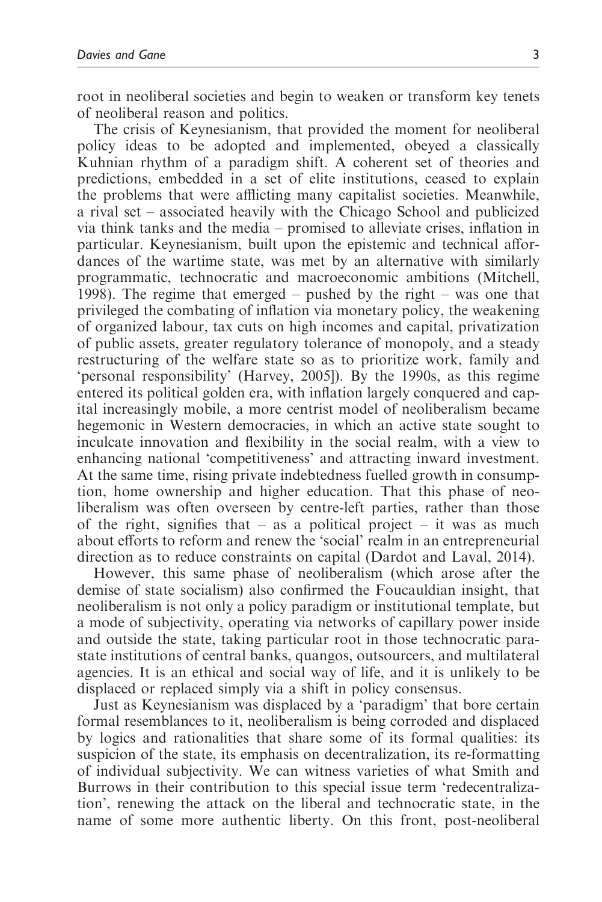root in neoliberal societies and begin to weaken or transform key tenets of neoliberal reason and politics.

The crisis of Keynesianism, that provided the moment for neoliberal policy ideas to be adopted and implemented, obeyed a classically Kuhnian rhythm of a paradigm shift. A coherent set of theories and predictions, embedded in a set of elite institutions, ceased to explain the problems that were afflicting many capitalist societies. Meanwhile, a rival set – associated heavily with the Chicago School and publicized via think tanks and the media – promised to alleviate crises, inflation in particular. Keynesianism, built upon the epistemic and technical affordances of the wartime state, was met by an alternative with similarly programmatic, technocratic and macroeconomic ambitions (Mitchell, 1998). The regime that emerged – pushed by the right – was one that privileged the combating of inflation via monetary policy, the weakening of organized labour, tax cuts on high incomes and capital, privatization of public assets, greater regulatory tolerance of monopoly, and a steady restructuring of the welfare state so as to prioritize work, family and 'personal responsibility' (Harvey, 2005]). By the 1990s, as this regime entered its political golden era, with inflation largely conquered and capital increasingly mobile, a more centrist model of neoliberalism became hegemonic in Western democracies, in which an active state sought to inculcate innovation and flexibility in the social realm, with a view to enhancing national 'competitiveness' and attracting inward investment. At the same time, rising private indebtedness fuelled growth in consumption, home ownership and higher education. That this phase of neoliberalism was often overseen by centre-left parties, rather than those of the right, signifies that – as a political project – it was as much about efforts to reform and renew the 'social' realm in an entrepreneurial direction as to reduce constraints on capital (Dardot and Laval, 2014).

However, this same phase of neoliberalism (which arose after the demise of state socialism) also confirmed the Foucauldian insight, that neoliberalism is not only a policy paradigm or institutional template, but a mode of subjectivity, operating via networks of capillary power inside and outside the state, taking particular root in those technocratic parastate institutions of central banks, quangos, outsourcers, and multilateral agencies. It is an ethical and social way of life, and it is unlikely to be displaced or replaced simply via a shift in policy consensus.

Just as Keynesianism was displaced by a 'paradigm' that bore certain formal resemblances to it, neoliberalism is being corroded and displaced by logics and rationalities that share some of its formal qualities: its suspicion of the state, its emphasis on decentralization, its re-formatting of individual subjectivity. We can witness varieties of what Smith and Burrows in their contribution to this special issue term 'redecentralization', renewing the attack on the liberal and technocratic state, in the name of some more authentic liberty. On this front, post-neoliberal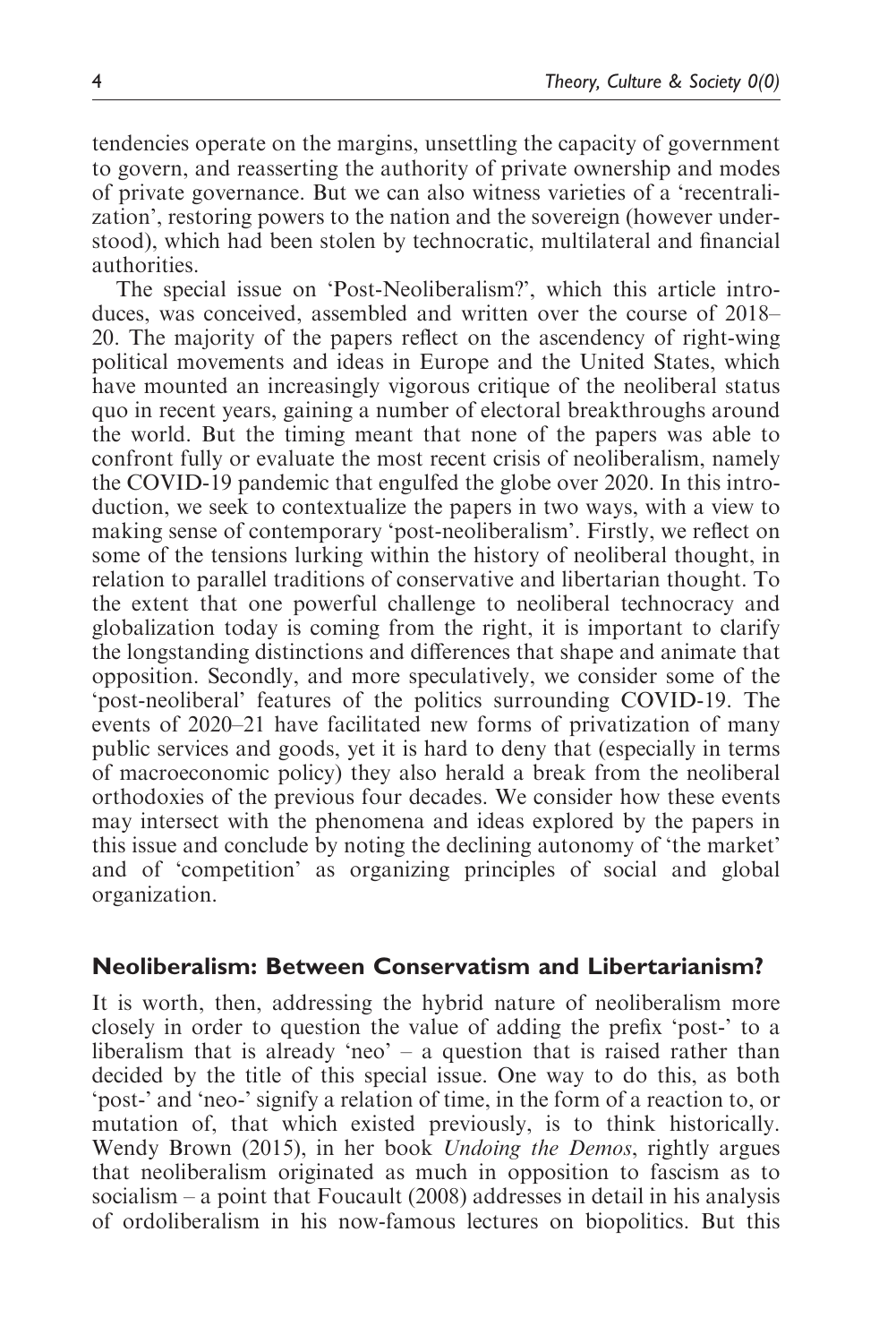tendencies operate on the margins, unsettling the capacity of government to govern, and reasserting the authority of private ownership and modes of private governance. But we can also witness varieties of a 'recentralization', restoring powers to the nation and the sovereign (however understood), which had been stolen by technocratic, multilateral and financial authorities.

The special issue on 'Post-Neoliberalism?', which this article introduces, was conceived, assembled and written over the course of 2018–20. The majority of the papers reflect on the ascendency of right-wing political movements and ideas in Europe and the United States, which have mounted an increasingly vigorous critique of the neoliberal status quo in recent years, gaining a number of electoral breakthroughs around the world. But the timing meant that none of the papers was able to confront fully or evaluate the most recent crisis of neoliberalism, namely the COVID-19 pandemic that engulfed the globe over 2020. In this introduction, we seek to contextualize the papers in two ways, with a view to making sense of contemporary 'post-neoliberalism'. Firstly, we reflect on some of the tensions lurking within the history of neoliberal thought, in relation to parallel traditions of conservative and libertarian thought. To the extent that one powerful challenge to neoliberal technocracy and globalization today is coming from the right, it is important to clarify the longstanding distinctions and differences that shape and animate that opposition. Secondly, and more speculatively, we consider some of the 'post-neoliberal' features of the politics surrounding COVID-19. The events of 2020–21 have facilitated new forms of privatization of many public services and goods, yet it is hard to deny that (especially in terms of macroeconomic policy) they also herald a break from the neoliberal orthodoxies of the previous four decades. We consider how these events may intersect with the phenomena and ideas explored by the papers in this issue and conclude by noting the declining autonomy of 'the market' and of 'competition' as organizing principles of social and global organization.

## Neoliberalism: Between Conservatism and Libertarianism?

It is worth, then, addressing the hybrid nature of neoliberalism more closely in order to question the value of adding the prefix 'post-' to a liberalism that is already 'neo' – a question that is raised rather than decided by the title of this special issue. One way to do this, as both 'post-' and 'neo-' signify a relation of time, in the form of a reaction to, or mutation of, that which existed previously, is to think historically. Wendy Brown (2015), in her book *Undoing the Demos*, rightly argues that neoliberalism originated as much in opposition to fascism as to socialism – a point that Foucault (2008) addresses in detail in his analysis of ordoliberalism in his now-famous lectures on biopolitics. But this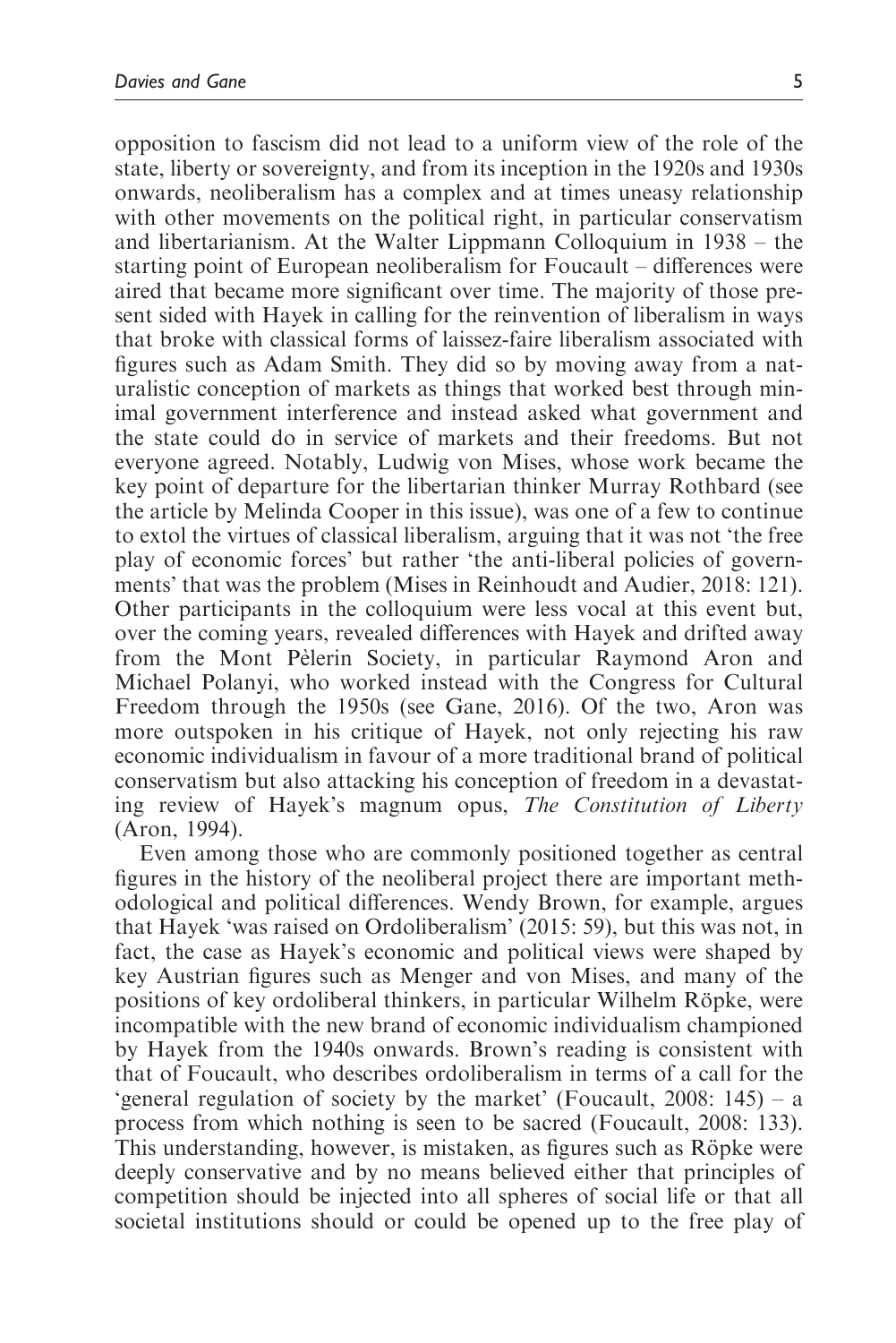opposition to fascism did not lead to a uniform view of the role of the state, liberty or sovereignty, and from its inception in the 1920s and 1930s onwards, neoliberalism has a complex and at times uneasy relationship with other movements on the political right, in particular conservatism and libertarianism. At the Walter Lippmann Colloquium in 1938 – the starting point of European neoliberalism for Foucault – differences were aired that became more significant over time. The majority of those present sided with Hayek in calling for the reinvention of liberalism in ways that broke with classical forms of laissez-faire liberalism associated with figures such as Adam Smith. They did so by moving away from a naturalistic conception of markets as things that worked best through minimal government interference and instead asked what government and the state could do in service of markets and their freedoms. But not everyone agreed. Notably, Ludwig von Mises, whose work became the key point of departure for the libertarian thinker Murray Rothbard (see the article by Melinda Cooper in this issue), was one of a few to continue to extol the virtues of classical liberalism, arguing that it was not 'the free play of economic forces' but rather 'the anti-liberal policies of governments' that was the problem (Mises in Reinhoudt and Audier, 2018: 121). Other participants in the colloquium were less vocal at this event but, over the coming years, revealed differences with Hayek and drifted away from the Mont Pèlerin Society, in particular Raymond Aron and Michael Polanyi, who worked instead with the Congress for Cultural Freedom through the 1950s (see Gane, 2016). Of the two, Aron was more outspoken in his critique of Hayek, not only rejecting his raw economic individualism in favour of a more traditional brand of political conservatism but also attacking his conception of freedom in a devastating review of Hayek's magnum opus, *The Constitution of Liberty* (Aron, 1994).

Even among those who are commonly positioned together as central figures in the history of the neoliberal project there are important methodological and political differences. Wendy Brown, for example, argues that Hayek 'was raised on Ordoliberalism' (2015: 59), but this was not, in fact, the case as Hayek's economic and political views were shaped by key Austrian figures such as Menger and von Mises, and many of the positions of key ordoliberal thinkers, in particular Wilhelm Röpke, were incompatible with the new brand of economic individualism championed by Hayek from the 1940s onwards. Brown's reading is consistent with that of Foucault, who describes ordoliberalism in terms of a call for the 'general regulation of society by the market' (Foucault, 2008: 145) – a process from which nothing is seen to be sacred (Foucault, 2008: 133). This understanding, however, is mistaken, as figures such as Röpke were deeply conservative and by no means believed either that principles of competition should be injected into all spheres of social life or that all societal institutions should or could be opened up to the free play of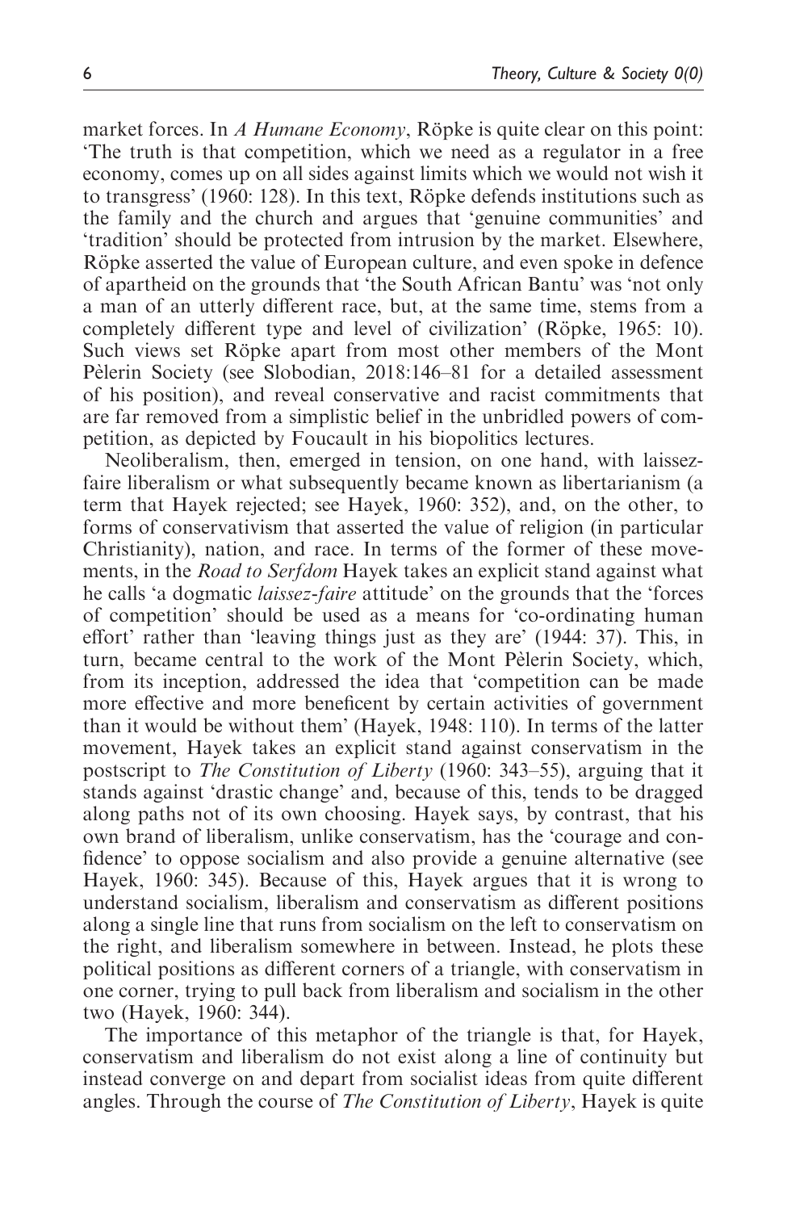market forces. In *A Humane Economy*, Röpke is quite clear on this point: 'The truth is that competition, which we need as a regulator in a free economy, comes up on all sides against limits which we would not wish it to transgress' (1960: 128). In this text, Röpke defends institutions such as the family and the church and argues that 'genuine communities' and 'tradition' should be protected from intrusion by the market. Elsewhere, Röpke asserted the value of European culture, and even spoke in defence of apartheid on the grounds that 'the South African Bantu' was 'not only a man of an utterly different race, but, at the same time, stems from a completely different type and level of civilization' (Röpke, 1965: 10). Such views set Röpke apart from most other members of the Mont Pèlerin Society (see Slobodian, 2018:146–81 for a detailed assessment of his position), and reveal conservative and racist commitments that are far removed from a simplistic belief in the unbridled powers of competition, as depicted by Foucault in his biopolitics lectures.

Neoliberalism, then, emerged in tension, on one hand, with laissez-faire liberalism or what subsequently became known as libertarianism (a term that Hayek rejected; see Hayek, 1960: 352), and, on the other, to forms of conservativism that asserted the value of religion (in particular Christianity), nation, and race. In terms of the former of these movements, in the *Road to Serfdom* Hayek takes an explicit stand against what he calls 'a dogmatic *laissez-faire* attitude' on the grounds that the 'forces of competition' should be used as a means for 'co-ordinating human effort' rather than 'leaving things just as they are' (1944: 37). This, in turn, became central to the work of the Mont Pèlerin Society, which, from its inception, addressed the idea that 'competition can be made more effective and more beneficent by certain activities of government than it would be without them' (Hayek, 1948: 110). In terms of the latter movement, Hayek takes an explicit stand against conservatism in the postscript to *The Constitution of Liberty* (1960: 343–55), arguing that it stands against 'drastic change' and, because of this, tends to be dragged along paths not of its own choosing. Hayek says, by contrast, that his own brand of liberalism, unlike conservatism, has the 'courage and confidence' to oppose socialism and also provide a genuine alternative (see Hayek, 1960: 345). Because of this, Hayek argues that it is wrong to understand socialism, liberalism and conservatism as different positions along a single line that runs from socialism on the left to conservatism on the right, and liberalism somewhere in between. Instead, he plots these political positions as different corners of a triangle, with conservatism in one corner, trying to pull back from liberalism and socialism in the other two (Hayek, 1960: 344).

The importance of this metaphor of the triangle is that, for Hayek, conservatism and liberalism do not exist along a line of continuity but instead converge on and depart from socialist ideas from quite different angles. Through the course of *The Constitution of Liberty*, Hayek is quite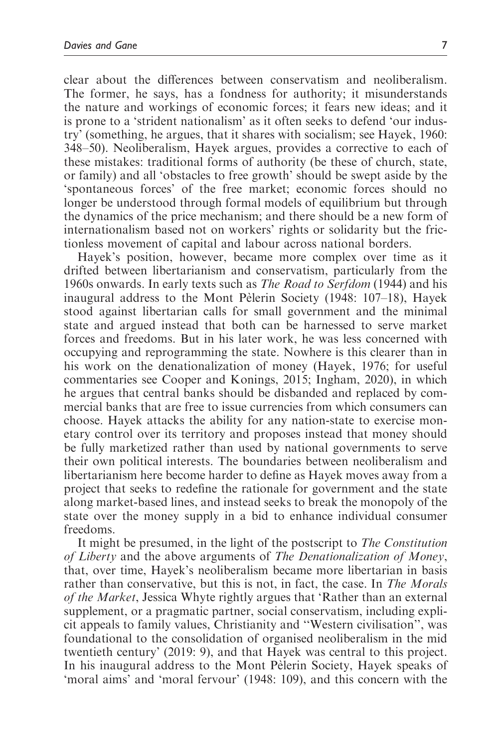clear about the differences between conservatism and neoliberalism. The former, he says, has a fondness for authority; it misunderstands the nature and workings of economic forces; it fears new ideas; and it is prone to a 'strident nationalism' as it often seeks to defend 'our industry' (something, he argues, that it shares with socialism; see Hayek, 1960: 348–50). Neoliberalism, Hayek argues, provides a corrective to each of these mistakes: traditional forms of authority (be these of church, state, or family) and all 'obstacles to free growth' should be swept aside by the 'spontaneous forces' of the free market; economic forces should no longer be understood through formal models of equilibrium but through the dynamics of the price mechanism; and there should be a new form of internationalism based not on workers' rights or solidarity but the frictionless movement of capital and labour across national borders.

Hayek's position, however, became more complex over time as it drifted between libertarianism and conservatism, particularly from the 1960s onwards. In early texts such as *The Road to Serfdom* (1944) and his inaugural address to the Mont Pèlerin Society (1948: 107–18), Hayek stood against libertarian calls for small government and the minimal state and argued instead that both can be harnessed to serve market forces and freedoms. But in his later work, he was less concerned with occupying and reprogramming the state. Nowhere is this clearer than in his work on the denationalization of money (Hayek, 1976; for useful commentaries see Cooper and Konings, 2015; Ingham, 2020), in which he argues that central banks should be disbanded and replaced by commercial banks that are free to issue currencies from which consumers can choose. Hayek attacks the ability for any nation-state to exercise monetary control over its territory and proposes instead that money should be fully marketized rather than used by national governments to serve their own political interests. The boundaries between neoliberalism and libertarianism here become harder to define as Hayek moves away from a project that seeks to redefine the rationale for government and the state along market-based lines, and instead seeks to break the monopoly of the state over the money supply in a bid to enhance individual consumer freedoms.

It might be presumed, in the light of the postscript to *The Constitution of Liberty* and the above arguments of *The Denationalization of Money*, that, over time, Hayek's neoliberalism became more libertarian in basis rather than conservative, but this is not, in fact, the case. In *The Morals of the Market*, Jessica Whyte rightly argues that 'Rather than an external supplement, or a pragmatic partner, social conservatism, including explicit appeals to family values, Christianity and "Western civilisation", was foundational to the consolidation of organised neoliberalism in the mid twentieth century' (2019: 9), and that Hayek was central to this project. In his inaugural address to the Mont Pèlerin Society, Hayek speaks of 'moral aims' and 'moral fervour' (1948: 109), and this concern with the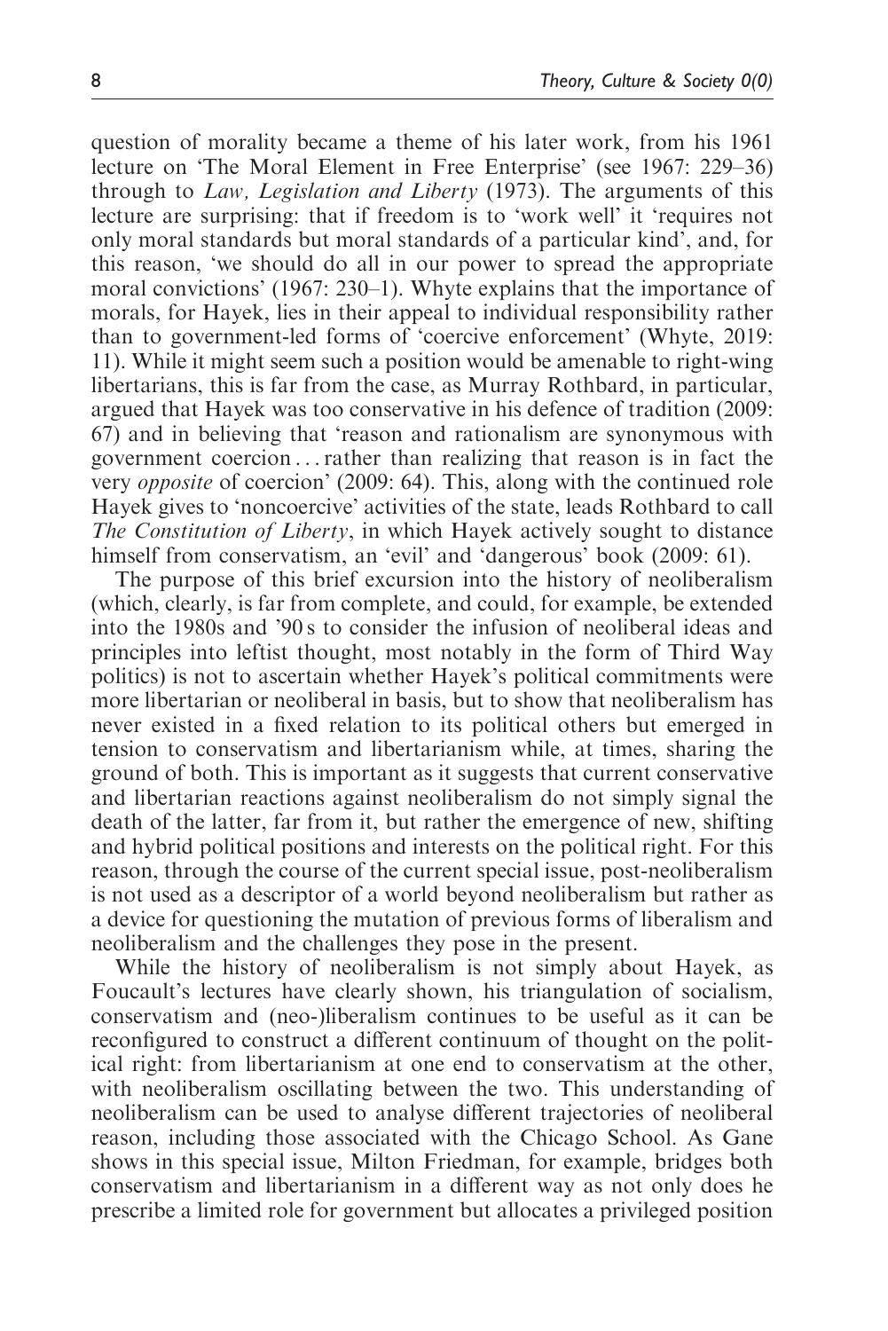question of morality became a theme of his later work, from his 1961 lecture on 'The Moral Element in Free Enterprise' (see 1967: 229–36) through to *Law, Legislation and Liberty* (1973). The arguments of this lecture are surprising: that if freedom is to 'work well' it 'requires not only moral standards but moral standards of a particular kind', and, for this reason, 'we should do all in our power to spread the appropriate moral convictions' (1967: 230–1). Whyte explains that the importance of morals, for Hayek, lies in their appeal to individual responsibility rather than to government-led forms of 'coercive enforcement' (Whyte, 2019: 11). While it might seem such a position would be amenable to right-wing libertarians, this is far from the case, as Murray Rothbard, in particular, argued that Hayek was too conservative in his defence of tradition (2009: 67) and in believing that 'reason and rationalism are synonymous with government coercion . . . rather than realizing that reason is in fact the very *opposite* of coercion' (2009: 64). This, along with the continued role Hayek gives to 'noncoercive' activities of the state, leads Rothbard to call *The Constitution of Liberty*, in which Hayek actively sought to distance himself from conservatism, an 'evil' and 'dangerous' book (2009: 61).

The purpose of this brief excursion into the history of neoliberalism (which, clearly, is far from complete, and could, for example, be extended into the 1980s and '90 s to consider the infusion of neoliberal ideas and principles into leftist thought, most notably in the form of Third Way politics) is not to ascertain whether Hayek's political commitments were more libertarian or neoliberal in basis, but to show that neoliberalism has never existed in a fixed relation to its political others but emerged in tension to conservatism and libertarianism while, at times, sharing the ground of both. This is important as it suggests that current conservative and libertarian reactions against neoliberalism do not simply signal the death of the latter, far from it, but rather the emergence of new, shifting and hybrid political positions and interests on the political right. For this reason, through the course of the current special issue, post-neoliberalism is not used as a descriptor of a world beyond neoliberalism but rather as a device for questioning the mutation of previous forms of liberalism and neoliberalism and the challenges they pose in the present.

While the history of neoliberalism is not simply about Hayek, as Foucault's lectures have clearly shown, his triangulation of socialism, conservatism and (neo-)liberalism continues to be useful as it can be reconfigured to construct a different continuum of thought on the political right: from libertarianism at one end to conservatism at the other, with neoliberalism oscillating between the two. This understanding of neoliberalism can be used to analyse different trajectories of neoliberal reason, including those associated with the Chicago School. As Gane shows in this special issue, Milton Friedman, for example, bridges both conservatism and libertarianism in a different way as not only does he prescribe a limited role for government but allocates a privileged position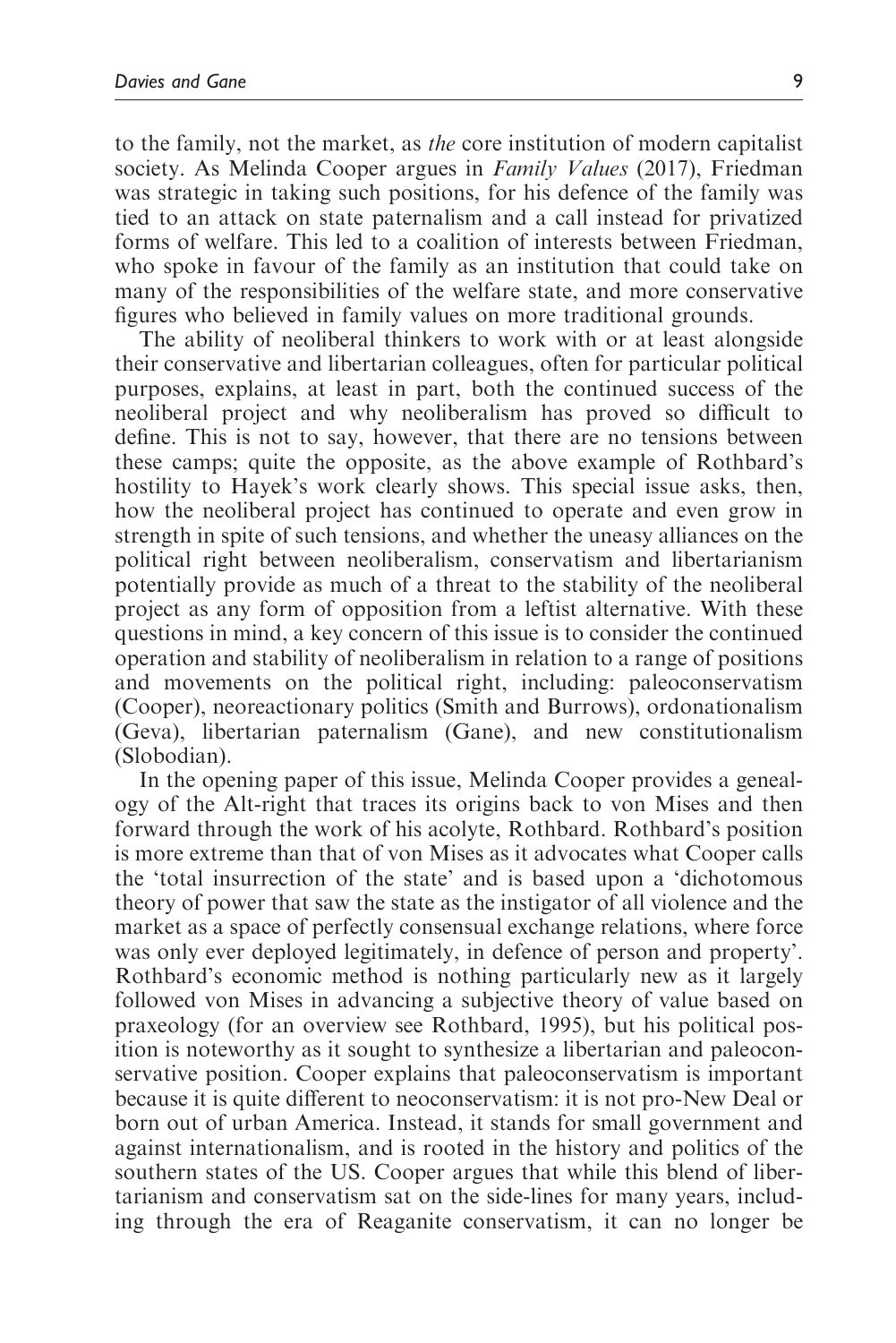to the family, not the market, as *the* core institution of modern capitalist society. As Melinda Cooper argues in *Family Values* (2017), Friedman was strategic in taking such positions, for his defence of the family was tied to an attack on state paternalism and a call instead for privatized forms of welfare. This led to a coalition of interests between Friedman, who spoke in favour of the family as an institution that could take on many of the responsibilities of the welfare state, and more conservative figures who believed in family values on more traditional grounds.

The ability of neoliberal thinkers to work with or at least alongside their conservative and libertarian colleagues, often for particular political purposes, explains, at least in part, both the continued success of the neoliberal project and why neoliberalism has proved so difficult to define. This is not to say, however, that there are no tensions between these camps; quite the opposite, as the above example of Rothbard's hostility to Hayek's work clearly shows. This special issue asks, then, how the neoliberal project has continued to operate and even grow in strength in spite of such tensions, and whether the uneasy alliances on the political right between neoliberalism, conservatism and libertarianism potentially provide as much of a threat to the stability of the neoliberal project as any form of opposition from a leftist alternative. With these questions in mind, a key concern of this issue is to consider the continued operation and stability of neoliberalism in relation to a range of positions and movements on the political right, including: paleoconservatism (Cooper), neoreactionary politics (Smith and Burrows), ordonationalism (Geva), libertarian paternalism (Gane), and new constitutionalism (Slobodian).

In the opening paper of this issue, Melinda Cooper provides a genealogy of the Alt-right that traces its origins back to von Mises and then forward through the work of his acolyte, Rothbard. Rothbard's position is more extreme than that of von Mises as it advocates what Cooper calls the 'total insurrection of the state' and is based upon a 'dichotomous theory of power that saw the state as the instigator of all violence and the market as a space of perfectly consensual exchange relations, where force was only ever deployed legitimately, in defence of person and property'. Rothbard's economic method is nothing particularly new as it largely followed von Mises in advancing a subjective theory of value based on praxeology (for an overview see Rothbard, 1995), but his political position is noteworthy as it sought to synthesize a libertarian and paleoconservative position. Cooper explains that paleoconservatism is important because it is quite different to neoconservatism: it is not pro-New Deal or born out of urban America. Instead, it stands for small government and against internationalism, and is rooted in the history and politics of the southern states of the US. Cooper argues that while this blend of libertarianism and conservatism sat on the side-lines for many years, including through the era of Reaganite conservatism, it can no longer be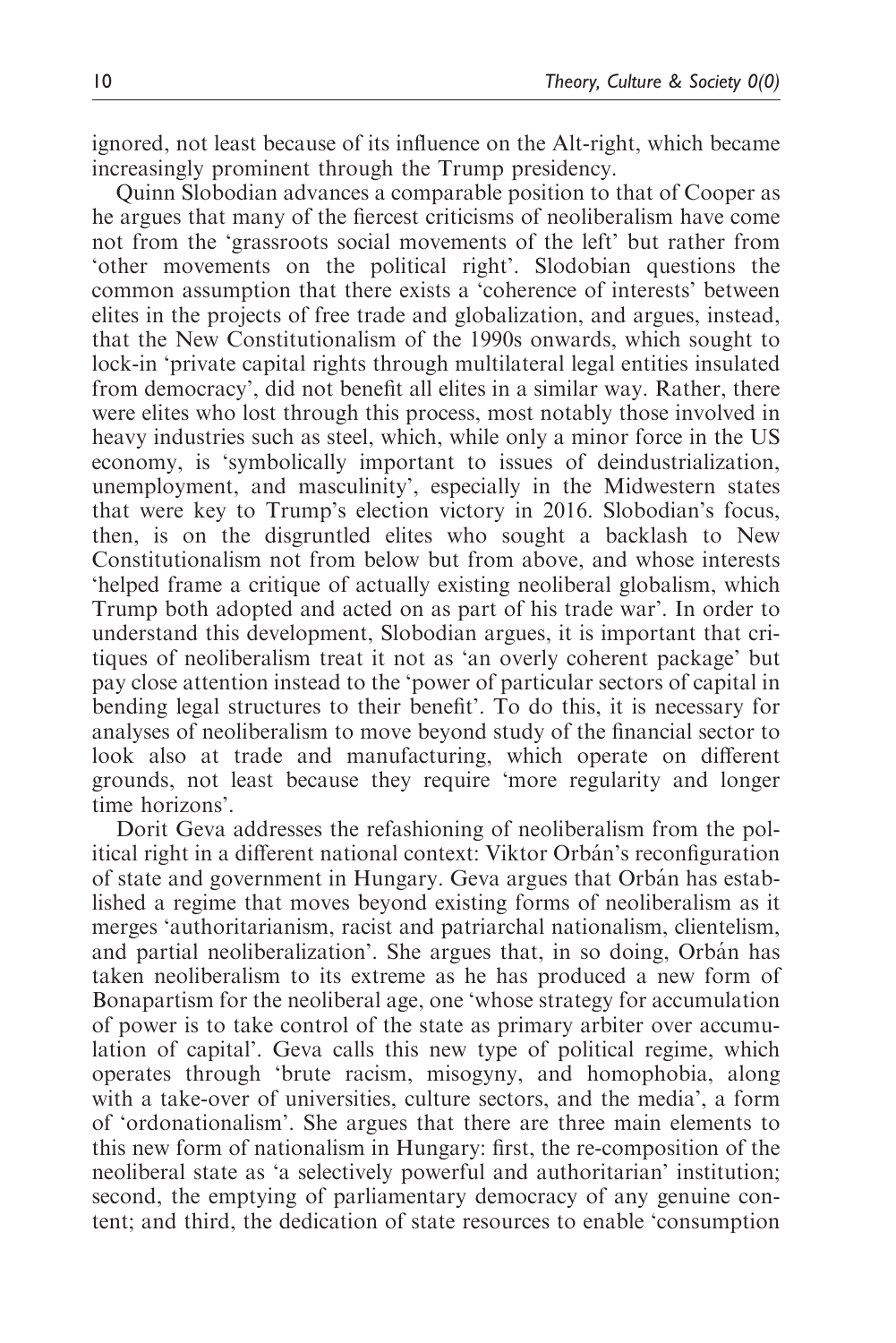ignored, not least because of its influence on the Alt-right, which became increasingly prominent through the Trump presidency.

Quinn Slobodian advances a comparable position to that of Cooper as he argues that many of the fiercest criticisms of neoliberalism have come not from the 'grassroots social movements of the left' but rather from 'other movements on the political right'. Slodobian questions the common assumption that there exists a 'coherence of interests' between elites in the projects of free trade and globalization, and argues, instead, that the New Constitutionalism of the 1990s onwards, which sought to lock-in 'private capital rights through multilateral legal entities insulated from democracy', did not benefit all elites in a similar way. Rather, there were elites who lost through this process, most notably those involved in heavy industries such as steel, which, while only a minor force in the US economy, is 'symbolically important to issues of deindustrialization, unemployment, and masculinity', especially in the Midwestern states that were key to Trump's election victory in 2016. Slobodian's focus, then, is on the disgruntled elites who sought a backlash to New Constitutionalism not from below but from above, and whose interests 'helped frame a critique of actually existing neoliberal globalism, which Trump both adopted and acted on as part of his trade war'. In order to understand this development, Slobodian argues, it is important that critiques of neoliberalism treat it not as 'an overly coherent package' but pay close attention instead to the 'power of particular sectors of capital in bending legal structures to their benefit'. To do this, it is necessary for analyses of neoliberalism to move beyond study of the financial sector to look also at trade and manufacturing, which operate on different grounds, not least because they require 'more regularity and longer time horizons'.

Dorit Geva addresses the refashioning of neoliberalism from the political right in a different national context: Viktor Orbán's reconfiguration of state and government in Hungary. Geva argues that Orbán has established a regime that moves beyond existing forms of neoliberalism as it merges 'authoritarianism, racist and patriarchal nationalism, clientelism, and partial neoliberalization'. She argues that, in so doing, Orbán has taken neoliberalism to its extreme as he has produced a new form of Bonapartism for the neoliberal age, one 'whose strategy for accumulation of power is to take control of the state as primary arbiter over accumulation of capital'. Geva calls this new type of political regime, which operates through 'brute racism, misogyny, and homophobia, along with a take-over of universities, culture sectors, and the media', a form of 'ordonationalism'. She argues that there are three main elements to this new form of nationalism in Hungary: first, the re-composition of the neoliberal state as 'a selectively powerful and authoritarian' institution; second, the emptying of parliamentary democracy of any genuine content; and third, the dedication of state resources to enable 'consumption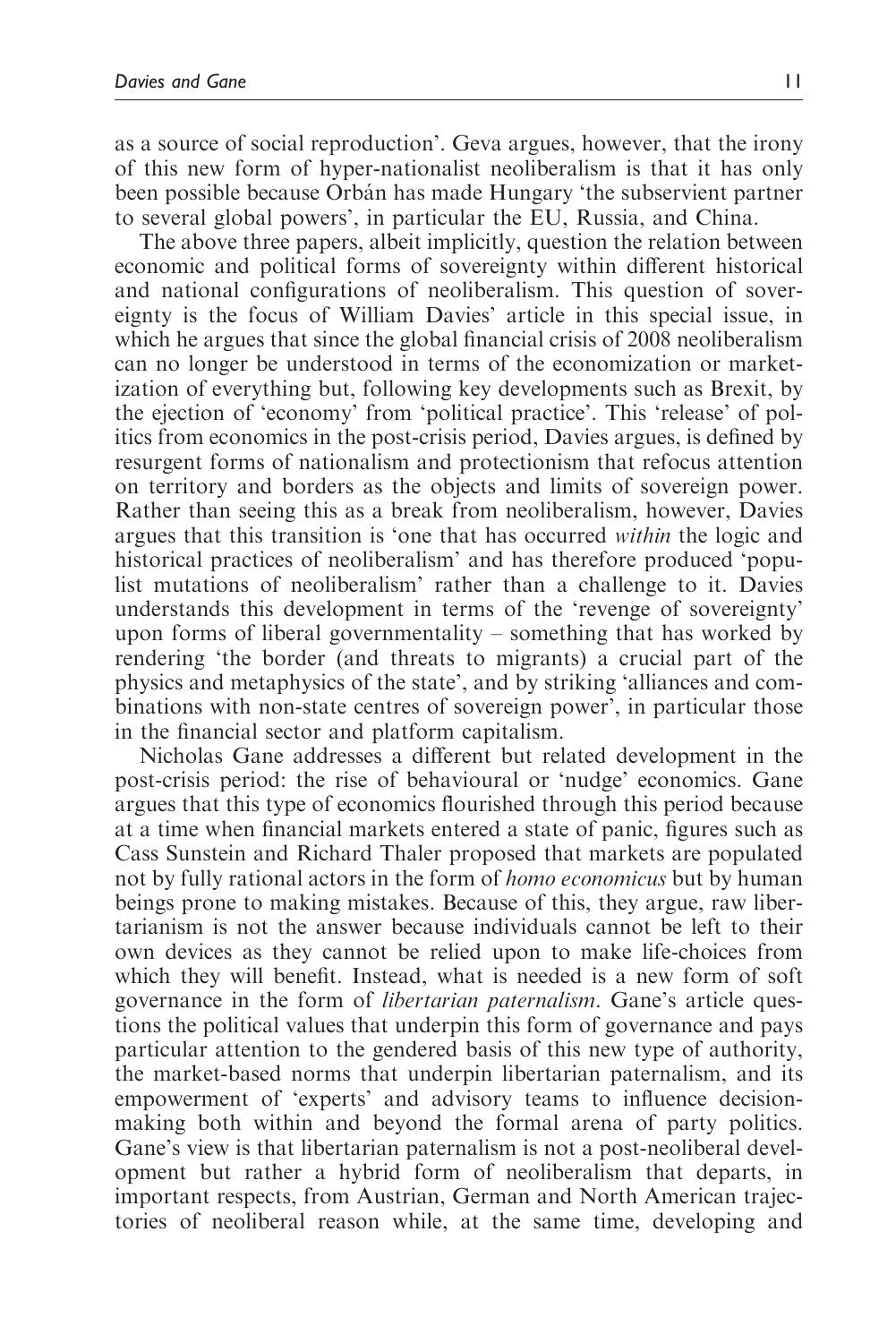as a source of social reproduction'. Geva argues, however, that the irony of this new form of hyper-nationalist neoliberalism is that it has only been possible because Orbán has made Hungary 'the subservient partner to several global powers', in particular the EU, Russia, and China.

The above three papers, albeit implicitly, question the relation between economic and political forms of sovereignty within different historical and national configurations of neoliberalism. This question of sovereignty is the focus of William Davies' article in this special issue, in which he argues that since the global financial crisis of 2008 neoliberalism can no longer be understood in terms of the economization or marketization of everything but, following key developments such as Brexit, by the ejection of 'economy' from 'political practice'. This 'release' of politics from economics in the post-crisis period, Davies argues, is defined by resurgent forms of nationalism and protectionism that refocus attention on territory and borders as the objects and limits of sovereign power. Rather than seeing this as a break from neoliberalism, however, Davies argues that this transition is 'one that has occurred *within* the logic and historical practices of neoliberalism' and has therefore produced 'populist mutations of neoliberalism' rather than a challenge to it. Davies understands this development in terms of the 'revenge of sovereignty' upon forms of liberal governmentality – something that has worked by rendering 'the border (and threats to migrants) a crucial part of the physics and metaphysics of the state', and by striking 'alliances and combinations with non-state centres of sovereign power', in particular those in the financial sector and platform capitalism.

Nicholas Gane addresses a different but related development in the post-crisis period: the rise of behavioural or 'nudge' economics. Gane argues that this type of economics flourished through this period because at a time when financial markets entered a state of panic, figures such as Cass Sunstein and Richard Thaler proposed that markets are populated not by fully rational actors in the form of *homo economicus* but by human beings prone to making mistakes. Because of this, they argue, raw libertarianism is not the answer because individuals cannot be left to their own devices as they cannot be relied upon to make life-choices from which they will benefit. Instead, what is needed is a new form of soft governance in the form of *libertarian paternalism*. Gane's article questions the political values that underpin this form of governance and pays particular attention to the gendered basis of this new type of authority, the market-based norms that underpin libertarian paternalism, and its empowerment of 'experts' and advisory teams to influence decision-making both within and beyond the formal arena of party politics. Gane's view is that libertarian paternalism is not a post-neoliberal development but rather a hybrid form of neoliberalism that departs, in important respects, from Austrian, German and North American trajectories of neoliberal reason while, at the same time, developing and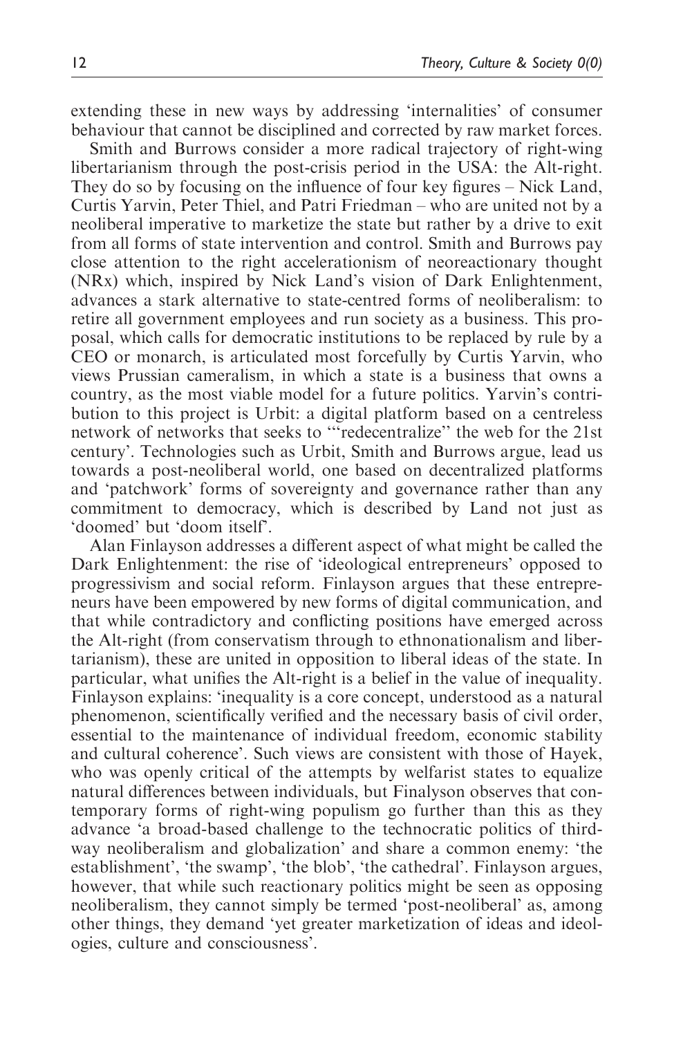extending these in new ways by addressing 'internalities' of consumer behaviour that cannot be disciplined and corrected by raw market forces.

Smith and Burrows consider a more radical trajectory of right-wing libertarianism through the post-crisis period in the USA: the Alt-right. They do so by focusing on the influence of four key figures – Nick Land, Curtis Yarvin, Peter Thiel, and Patri Friedman – who are united not by a neoliberal imperative to marketize the state but rather by a drive to exit from all forms of state intervention and control. Smith and Burrows pay close attention to the right accelerationism of neoreactionary thought (NRx) which, inspired by Nick Land's vision of Dark Enlightenment, advances a stark alternative to state-centred forms of neoliberalism: to retire all government employees and run society as a business. This proposal, which calls for democratic institutions to be replaced by rule by a CEO or monarch, is articulated most forcefully by Curtis Yarvin, who views Prussian cameralism, in which a state is a business that owns a country, as the most viable model for a future politics. Yarvin's contribution to this project is Urbit: a digital platform based on a centreless network of networks that seeks to '"redecentralize" the web for the 21st century'. Technologies such as Urbit, Smith and Burrows argue, lead us towards a post-neoliberal world, one based on decentralized platforms and 'patchwork' forms of sovereignty and governance rather than any commitment to democracy, which is described by Land not just as 'doomed' but 'doom itself'.

Alan Finlayson addresses a different aspect of what might be called the Dark Enlightenment: the rise of 'ideological entrepreneurs' opposed to progressivism and social reform. Finlayson argues that these entrepreneurs have been empowered by new forms of digital communication, and that while contradictory and conflicting positions have emerged across the Alt-right (from conservatism through to ethnonationalism and libertarianism), these are united in opposition to liberal ideas of the state. In particular, what unifies the Alt-right is a belief in the value of inequality. Finlayson explains: 'inequality is a core concept, understood as a natural phenomenon, scientifically verified and the necessary basis of civil order, essential to the maintenance of individual freedom, economic stability and cultural coherence'. Such views are consistent with those of Hayek, who was openly critical of the attempts by welfarist states to equalize natural differences between individuals, but Finalyson observes that contemporary forms of right-wing populism go further than this as they advance 'a broad-based challenge to the technocratic politics of third-way neoliberalism and globalization' and share a common enemy: 'the establishment', 'the swamp', 'the blob', 'the cathedral'. Finlayson argues, however, that while such reactionary politics might be seen as opposing neoliberalism, they cannot simply be termed 'post-neoliberal' as, among other things, they demand 'yet greater marketization of ideas and ideologies, culture and consciousness'.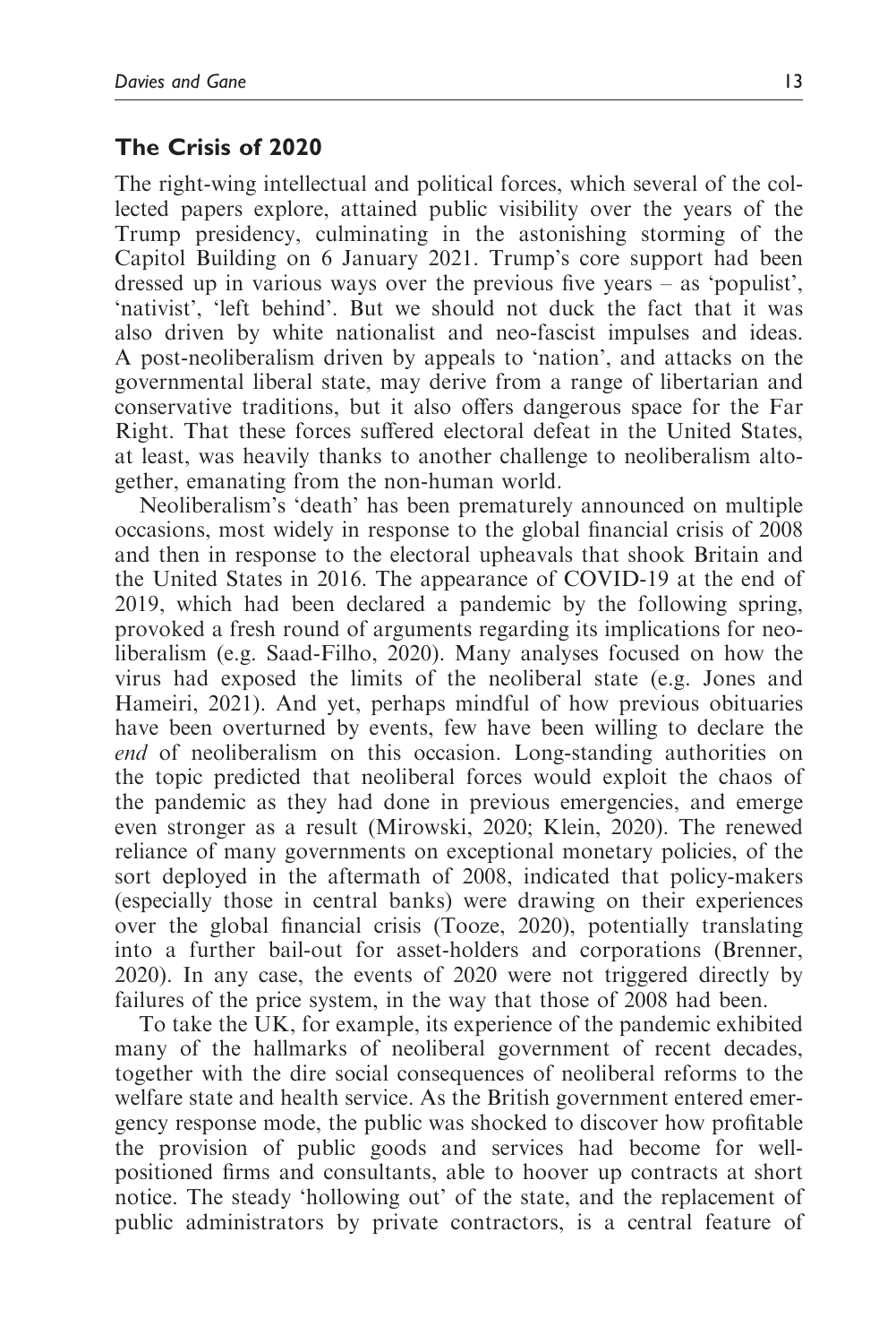## The Crisis of 2020

The right-wing intellectual and political forces, which several of the collected papers explore, attained public visibility over the years of the Trump presidency, culminating in the astonishing storming of the Capitol Building on 6 January 2021. Trump's core support had been dressed up in various ways over the previous five years – as 'populist', 'nativist', 'left behind'. But we should not duck the fact that it was also driven by white nationalist and neo-fascist impulses and ideas. A post-neoliberalism driven by appeals to 'nation', and attacks on the governmental liberal state, may derive from a range of libertarian and conservative traditions, but it also offers dangerous space for the Far Right. That these forces suffered electoral defeat in the United States, at least, was heavily thanks to another challenge to neoliberalism altogether, emanating from the non-human world.

Neoliberalism's 'death' has been prematurely announced on multiple occasions, most widely in response to the global financial crisis of 2008 and then in response to the electoral upheavals that shook Britain and the United States in 2016. The appearance of COVID-19 at the end of 2019, which had been declared a pandemic by the following spring, provoked a fresh round of arguments regarding its implications for neoliberalism (e.g. Saad-Filho, 2020). Many analyses focused on how the virus had exposed the limits of the neoliberal state (e.g. Jones and Hameiri, 2021). And yet, perhaps mindful of how previous obituaries have been overturned by events, few have been willing to declare the *end* of neoliberalism on this occasion. Long-standing authorities on the topic predicted that neoliberal forces would exploit the chaos of the pandemic as they had done in previous emergencies, and emerge even stronger as a result (Mirowski, 2020; Klein, 2020). The renewed reliance of many governments on exceptional monetary policies, of the sort deployed in the aftermath of 2008, indicated that policy-makers (especially those in central banks) were drawing on their experiences over the global financial crisis (Tooze, 2020), potentially translating into a further bail-out for asset-holders and corporations (Brenner, 2020). In any case, the events of 2020 were not triggered directly by failures of the price system, in the way that those of 2008 had been.

To take the UK, for example, its experience of the pandemic exhibited many of the hallmarks of neoliberal government of recent decades, together with the dire social consequences of neoliberal reforms to the welfare state and health service. As the British government entered emergency response mode, the public was shocked to discover how profitable the provision of public goods and services had become for well-positioned firms and consultants, able to hoover up contracts at short notice. The steady 'hollowing out' of the state, and the replacement of public administrators by private contractors, is a central feature of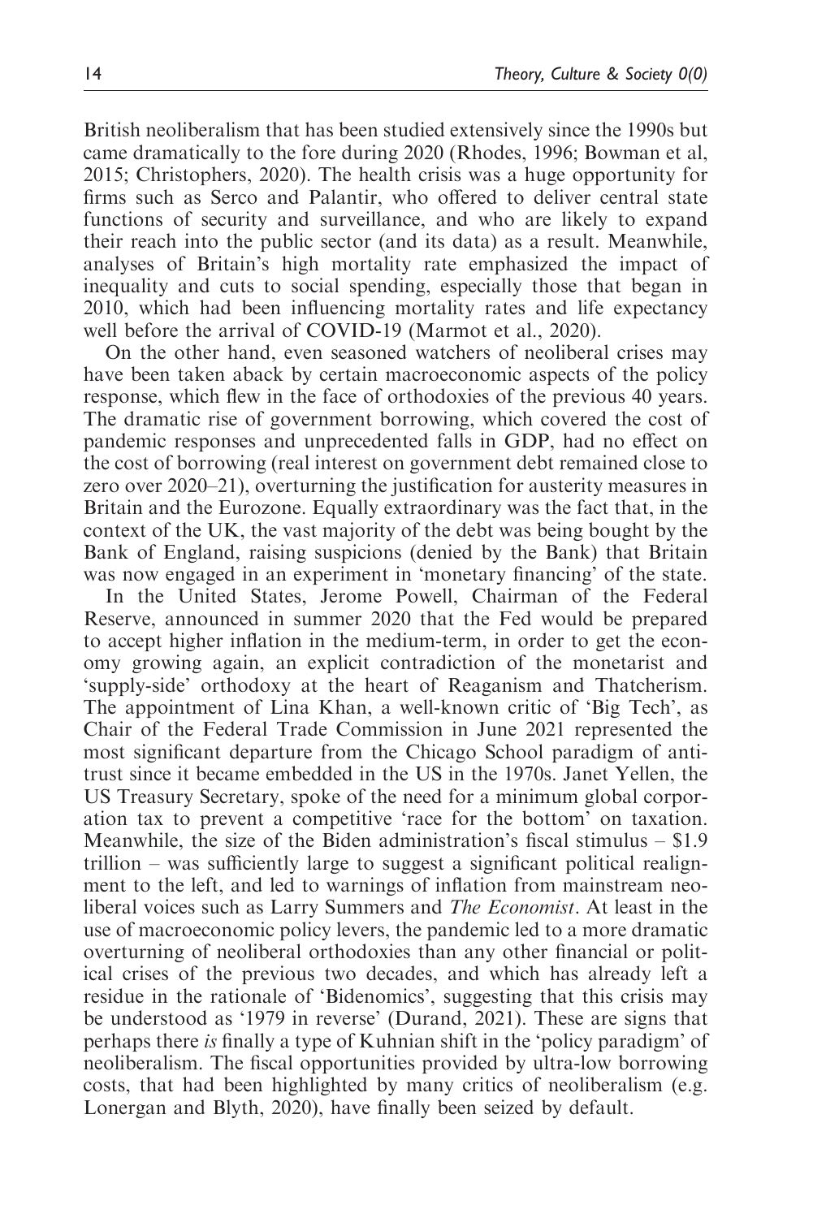British neoliberalism that has been studied extensively since the 1990s but came dramatically to the fore during 2020 (Rhodes, 1996; Bowman et al, 2015; Christophers, 2020). The health crisis was a huge opportunity for firms such as Serco and Palantir, who offered to deliver central state functions of security and surveillance, and who are likely to expand their reach into the public sector (and its data) as a result. Meanwhile, analyses of Britain's high mortality rate emphasized the impact of inequality and cuts to social spending, especially those that began in 2010, which had been influencing mortality rates and life expectancy well before the arrival of COVID-19 (Marmot et al., 2020).

On the other hand, even seasoned watchers of neoliberal crises may have been taken aback by certain macroeconomic aspects of the policy response, which flew in the face of orthodoxies of the previous 40 years. The dramatic rise of government borrowing, which covered the cost of pandemic responses and unprecedented falls in GDP, had no effect on the cost of borrowing (real interest on government debt remained close to zero over 2020–21), overturning the justification for austerity measures in Britain and the Eurozone. Equally extraordinary was the fact that, in the context of the UK, the vast majority of the debt was being bought by the Bank of England, raising suspicions (denied by the Bank) that Britain was now engaged in an experiment in 'monetary financing' of the state.

In the United States, Jerome Powell, Chairman of the Federal Reserve, announced in summer 2020 that the Fed would be prepared to accept higher inflation in the medium-term, in order to get the economy growing again, an explicit contradiction of the monetarist and 'supply-side' orthodoxy at the heart of Reaganism and Thatcherism. The appointment of Lina Khan, a well-known critic of 'Big Tech', as Chair of the Federal Trade Commission in June 2021 represented the most significant departure from the Chicago School paradigm of antitrust since it became embedded in the US in the 1970s. Janet Yellen, the US Treasury Secretary, spoke of the need for a minimum global corporation tax to prevent a competitive 'race for the bottom' on taxation. Meanwhile, the size of the Biden administration's fiscal stimulus – $1.9 trillion – was sufficiently large to suggest a significant political realignment to the left, and led to warnings of inflation from mainstream neoliberal voices such as Larry Summers and *The Economist*. At least in the use of macroeconomic policy levers, the pandemic led to a more dramatic overturning of neoliberal orthodoxies than any other financial or political crises of the previous two decades, and which has already left a residue in the rationale of 'Bidenomics', suggesting that this crisis may be understood as '1979 in reverse' (Durand, 2021). These are signs that perhaps there *is* finally a type of Kuhnian shift in the 'policy paradigm' of neoliberalism. The fiscal opportunities provided by ultra-low borrowing costs, that had been highlighted by many critics of neoliberalism (e.g. Lonergan and Blyth, 2020), have finally been seized by default.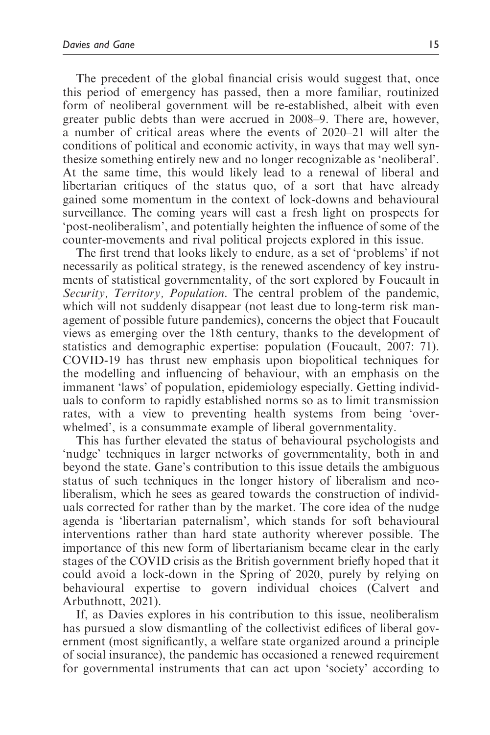The precedent of the global financial crisis would suggest that, once this period of emergency has passed, then a more familiar, routinized form of neoliberal government will be re-established, albeit with even greater public debts than were accrued in 2008–9. There are, however, a number of critical areas where the events of 2020–21 will alter the conditions of political and economic activity, in ways that may well synthesize something entirely new and no longer recognizable as 'neoliberal'. At the same time, this would likely lead to a renewal of liberal and libertarian critiques of the status quo, of a sort that have already gained some momentum in the context of lock-downs and behavioural surveillance. The coming years will cast a fresh light on prospects for 'post-neoliberalism', and potentially heighten the influence of some of the counter-movements and rival political projects explored in this issue.

The first trend that looks likely to endure, as a set of 'problems' if not necessarily as political strategy, is the renewed ascendency of key instruments of statistical governmentality, of the sort explored by Foucault in *Security, Territory, Population*. The central problem of the pandemic, which will not suddenly disappear (not least due to long-term risk management of possible future pandemics), concerns the object that Foucault views as emerging over the 18th century, thanks to the development of statistics and demographic expertise: population (Foucault, 2007: 71). COVID-19 has thrust new emphasis upon biopolitical techniques for the modelling and influencing of behaviour, with an emphasis on the immanent 'laws' of population, epidemiology especially. Getting individuals to conform to rapidly established norms so as to limit transmission rates, with a view to preventing health systems from being 'overwhelmed', is a consummate example of liberal governmentality.

This has further elevated the status of behavioural psychologists and 'nudge' techniques in larger networks of governmentality, both in and beyond the state. Gane's contribution to this issue details the ambiguous status of such techniques in the longer history of liberalism and neoliberalism, which he sees as geared towards the construction of individuals corrected for rather than by the market. The core idea of the nudge agenda is 'libertarian paternalism', which stands for soft behavioural interventions rather than hard state authority wherever possible. The importance of this new form of libertarianism became clear in the early stages of the COVID crisis as the British government briefly hoped that it could avoid a lock-down in the Spring of 2020, purely by relying on behavioural expertise to govern individual choices (Calvert and Arbuthnott, 2021).

If, as Davies explores in his contribution to this issue, neoliberalism has pursued a slow dismantling of the collectivist edifices of liberal government (most significantly, a welfare state organized around a principle of social insurance), the pandemic has occasioned a renewed requirement for governmental instruments that can act upon 'society' according to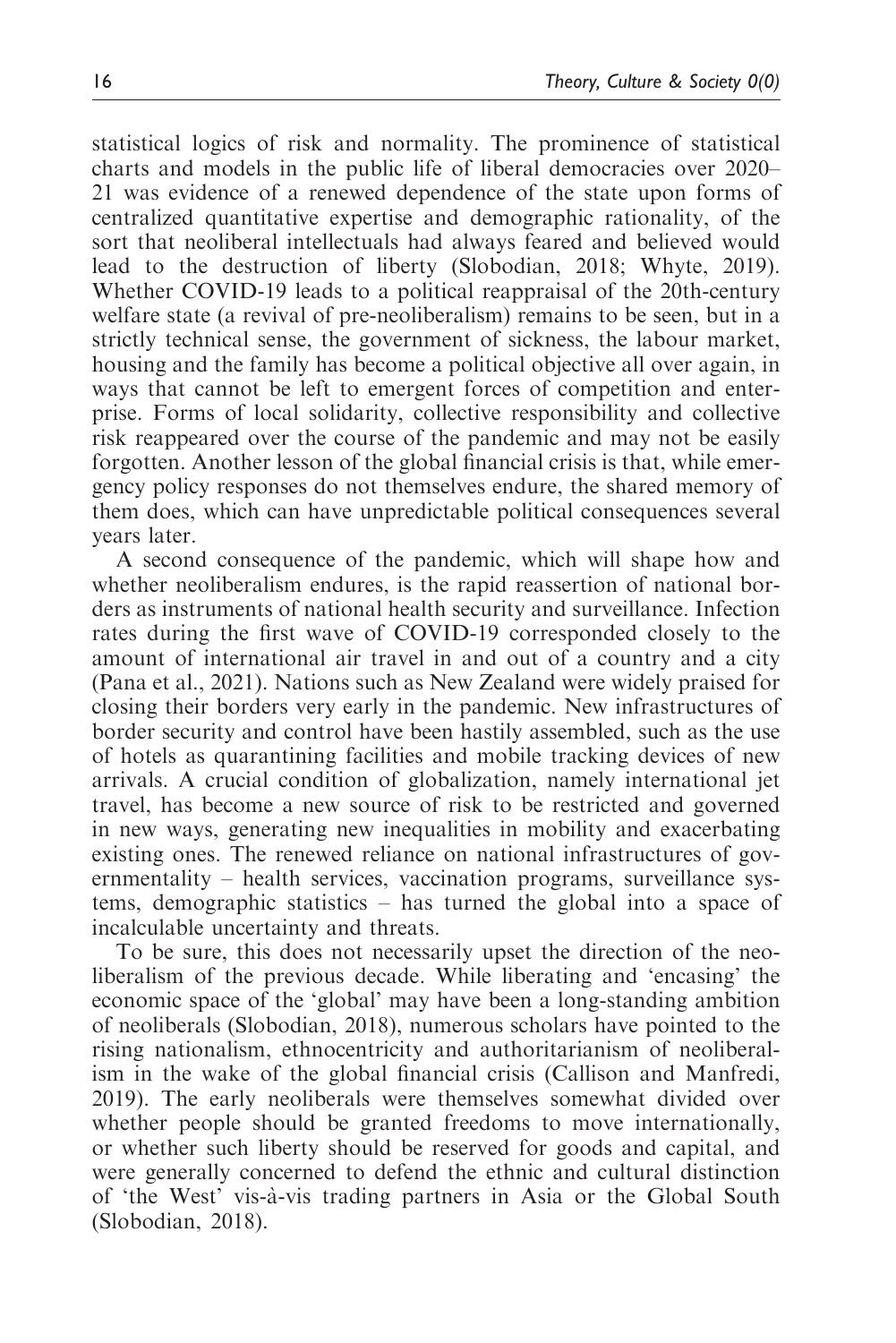statistical logics of risk and normality. The prominence of statistical charts and models in the public life of liberal democracies over 2020–21 was evidence of a renewed dependence of the state upon forms of centralized quantitative expertise and demographic rationality, of the sort that neoliberal intellectuals had always feared and believed would lead to the destruction of liberty (Slobodian, 2018; Whyte, 2019). Whether COVID-19 leads to a political reappraisal of the 20th-century welfare state (a revival of pre-neoliberalism) remains to be seen, but in a strictly technical sense, the government of sickness, the labour market, housing and the family has become a political objective all over again, in ways that cannot be left to emergent forces of competition and enterprise. Forms of local solidarity, collective responsibility and collective risk reappeared over the course of the pandemic and may not be easily forgotten. Another lesson of the global financial crisis is that, while emergency policy responses do not themselves endure, the shared memory of them does, which can have unpredictable political consequences several years later.

A second consequence of the pandemic, which will shape how and whether neoliberalism endures, is the rapid reassertion of national borders as instruments of national health security and surveillance. Infection rates during the first wave of COVID-19 corresponded closely to the amount of international air travel in and out of a country and a city (Pana et al., 2021). Nations such as New Zealand were widely praised for closing their borders very early in the pandemic. New infrastructures of border security and control have been hastily assembled, such as the use of hotels as quarantining facilities and mobile tracking devices of new arrivals. A crucial condition of globalization, namely international jet travel, has become a new source of risk to be restricted and governed in new ways, generating new inequalities in mobility and exacerbating existing ones. The renewed reliance on national infrastructures of governmentality – health services, vaccination programs, surveillance systems, demographic statistics – has turned the global into a space of incalculable uncertainty and threats.

To be sure, this does not necessarily upset the direction of the neoliberalism of the previous decade. While liberating and 'encasing' the economic space of the 'global' may have been a long-standing ambition of neoliberals (Slobodian, 2018), numerous scholars have pointed to the rising nationalism, ethnocentricity and authoritarianism of neoliberalism in the wake of the global financial crisis (Callison and Manfredi, 2019). The early neoliberals were themselves somewhat divided over whether people should be granted freedoms to move internationally, or whether such liberty should be reserved for goods and capital, and were generally concerned to defend the ethnic and cultural distinction of 'the West' vis-à-vis trading partners in Asia or the Global South (Slobodian, 2018).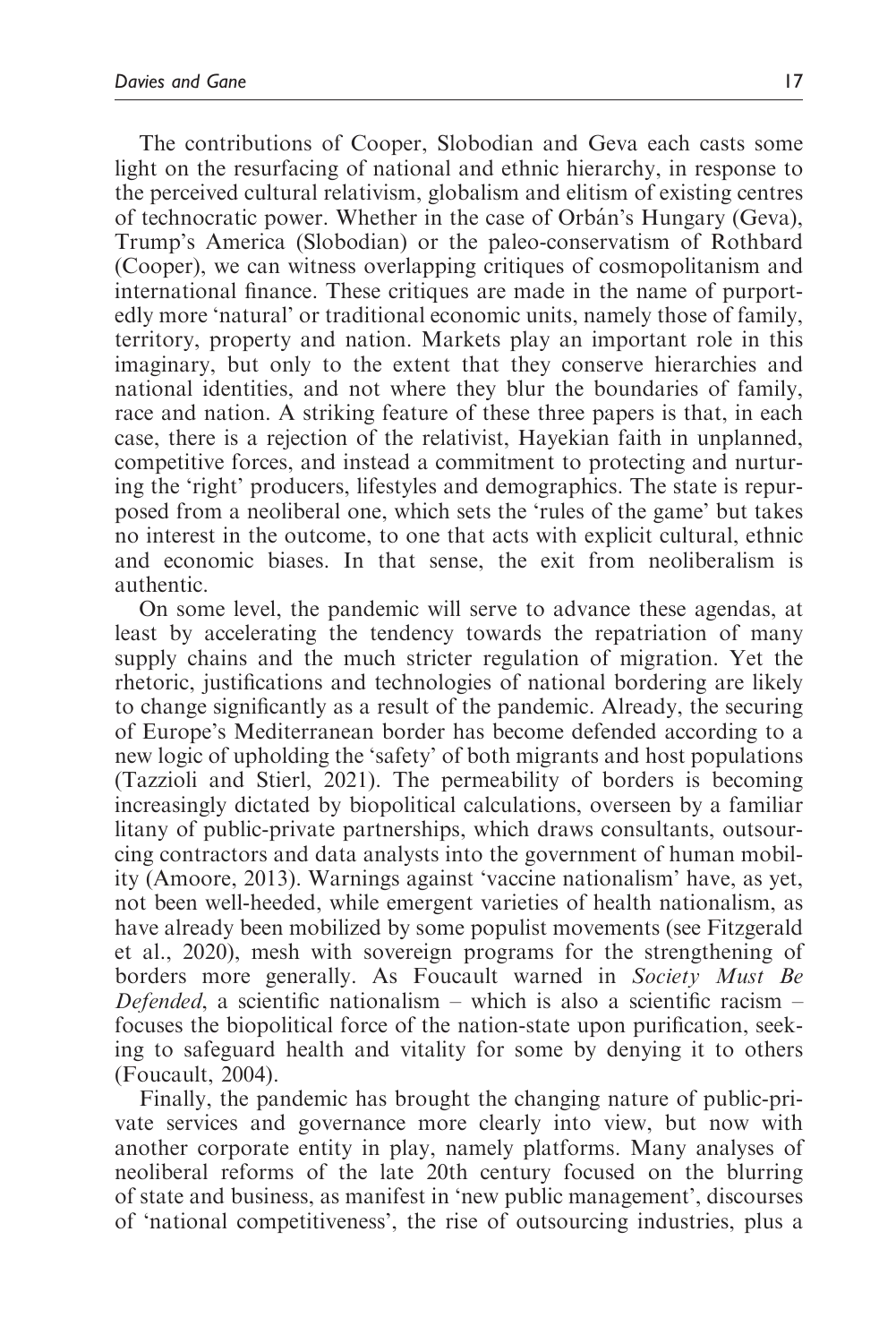The contributions of Cooper, Slobodian and Geva each casts some light on the resurfacing of national and ethnic hierarchy, in response to the perceived cultural relativism, globalism and elitism of existing centres of technocratic power. Whether in the case of Orbán's Hungary (Geva), Trump's America (Slobodian) or the paleo-conservatism of Rothbard (Cooper), we can witness overlapping critiques of cosmopolitanism and international finance. These critiques are made in the name of purportedly more 'natural' or traditional economic units, namely those of family, territory, property and nation. Markets play an important role in this imaginary, but only to the extent that they conserve hierarchies and national identities, and not where they blur the boundaries of family, race and nation. A striking feature of these three papers is that, in each case, there is a rejection of the relativist, Hayekian faith in unplanned, competitive forces, and instead a commitment to protecting and nurturing the 'right' producers, lifestyles and demographics. The state is repurposed from a neoliberal one, which sets the 'rules of the game' but takes no interest in the outcome, to one that acts with explicit cultural, ethnic and economic biases. In that sense, the exit from neoliberalism is authentic.

On some level, the pandemic will serve to advance these agendas, at least by accelerating the tendency towards the repatriation of many supply chains and the much stricter regulation of migration. Yet the rhetoric, justifications and technologies of national bordering are likely to change significantly as a result of the pandemic. Already, the securing of Europe's Mediterranean border has become defended according to a new logic of upholding the 'safety' of both migrants and host populations (Tazzioli and Stierl, 2021). The permeability of borders is becoming increasingly dictated by biopolitical calculations, overseen by a familiar litany of public-private partnerships, which draws consultants, outsourcing contractors and data analysts into the government of human mobility (Amoore, 2013). Warnings against 'vaccine nationalism' have, as yet, not been well-heeded, while emergent varieties of health nationalism, as have already been mobilized by some populist movements (see Fitzgerald et al., 2020), mesh with sovereign programs for the strengthening of borders more generally. As Foucault warned in *Society Must Be Defended*, a scientific nationalism – which is also a scientific racism – focuses the biopolitical force of the nation-state upon purification, seeking to safeguard health and vitality for some by denying it to others (Foucault, 2004).

Finally, the pandemic has brought the changing nature of public-private services and governance more clearly into view, but now with another corporate entity in play, namely platforms. Many analyses of neoliberal reforms of the late 20th century focused on the blurring of state and business, as manifest in 'new public management', discourses of 'national competitiveness', the rise of outsourcing industries, plus a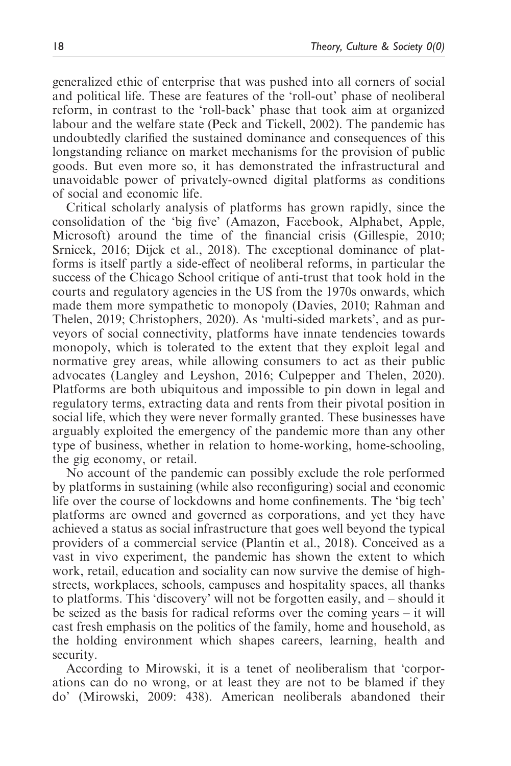generalized ethic of enterprise that was pushed into all corners of social and political life. These are features of the 'roll-out' phase of neoliberal reform, in contrast to the 'roll-back' phase that took aim at organized labour and the welfare state (Peck and Tickell, 2002). The pandemic has undoubtedly clarified the sustained dominance and consequences of this longstanding reliance on market mechanisms for the provision of public goods. But even more so, it has demonstrated the infrastructural and unavoidable power of privately-owned digital platforms as conditions of social and economic life.

Critical scholarly analysis of platforms has grown rapidly, since the consolidation of the 'big five' (Amazon, Facebook, Alphabet, Apple, Microsoft) around the time of the financial crisis (Gillespie, 2010; Srnicek, 2016; Dijck et al., 2018). The exceptional dominance of platforms is itself partly a side-effect of neoliberal reforms, in particular the success of the Chicago School critique of anti-trust that took hold in the courts and regulatory agencies in the US from the 1970s onwards, which made them more sympathetic to monopoly (Davies, 2010; Rahman and Thelen, 2019; Christophers, 2020). As 'multi-sided markets', and as purveyors of social connectivity, platforms have innate tendencies towards monopoly, which is tolerated to the extent that they exploit legal and normative grey areas, while allowing consumers to act as their public advocates (Langley and Leyshon, 2016; Culpepper and Thelen, 2020). Platforms are both ubiquitous and impossible to pin down in legal and regulatory terms, extracting data and rents from their pivotal position in social life, which they were never formally granted. These businesses have arguably exploited the emergency of the pandemic more than any other type of business, whether in relation to home-working, home-schooling, the gig economy, or retail.

No account of the pandemic can possibly exclude the role performed by platforms in sustaining (while also reconfiguring) social and economic life over the course of lockdowns and home confinements. The 'big tech' platforms are owned and governed as corporations, and yet they have achieved a status as social infrastructure that goes well beyond the typical providers of a commercial service (Plantin et al., 2018). Conceived as a vast in vivo experiment, the pandemic has shown the extent to which work, retail, education and sociality can now survive the demise of high-streets, workplaces, schools, campuses and hospitality spaces, all thanks to platforms. This 'discovery' will not be forgotten easily, and – should it be seized as the basis for radical reforms over the coming years – it will cast fresh emphasis on the politics of the family, home and household, as the holding environment which shapes careers, learning, health and security.

According to Mirowski, it is a tenet of neoliberalism that 'corporations can do no wrong, or at least they are not to be blamed if they do' (Mirowski, 2009: 438). American neoliberals abandoned their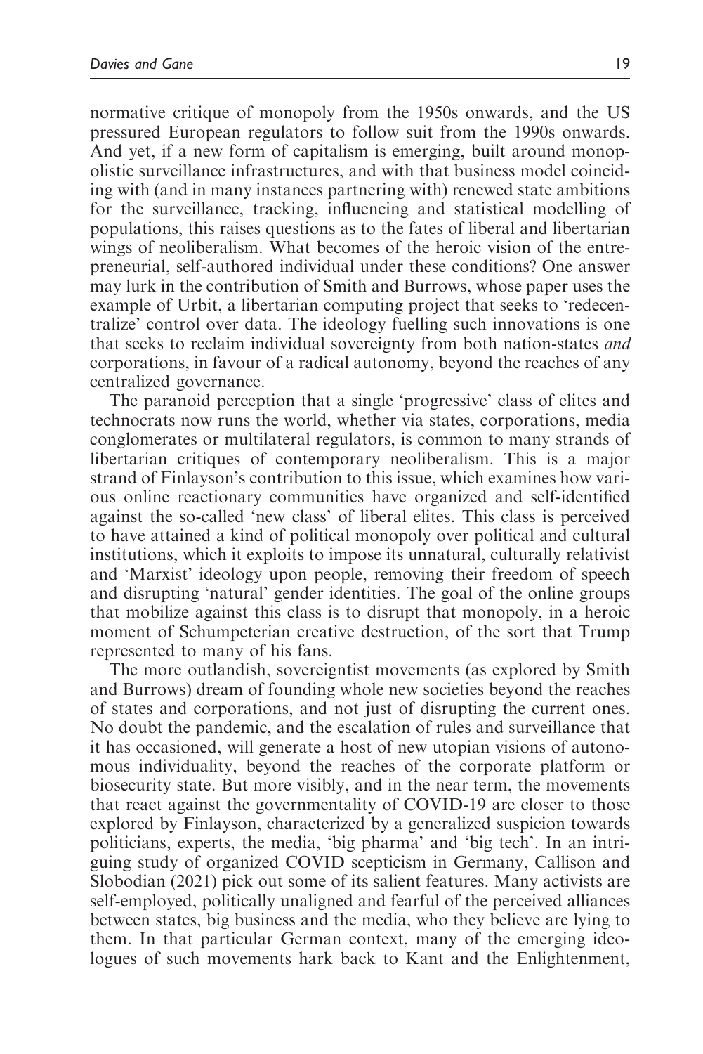normative critique of monopoly from the 1950s onwards, and the US pressured European regulators to follow suit from the 1990s onwards. And yet, if a new form of capitalism is emerging, built around monopolistic surveillance infrastructures, and with that business model coinciding with (and in many instances partnering with) renewed state ambitions for the surveillance, tracking, influencing and statistical modelling of populations, this raises questions as to the fates of liberal and libertarian wings of neoliberalism. What becomes of the heroic vision of the entrepreneurial, self-authored individual under these conditions? One answer may lurk in the contribution of Smith and Burrows, whose paper uses the example of Urbit, a libertarian computing project that seeks to 'redecentralize' control over data. The ideology fuelling such innovations is one that seeks to reclaim individual sovereignty from both nation-states *and* corporations, in favour of a radical autonomy, beyond the reaches of any centralized governance.

The paranoid perception that a single 'progressive' class of elites and technocrats now runs the world, whether via states, corporations, media conglomerates or multilateral regulators, is common to many strands of libertarian critiques of contemporary neoliberalism. This is a major strand of Finlayson's contribution to this issue, which examines how various online reactionary communities have organized and self-identified against the so-called 'new class' of liberal elites. This class is perceived to have attained a kind of political monopoly over political and cultural institutions, which it exploits to impose its unnatural, culturally relativist and 'Marxist' ideology upon people, removing their freedom of speech and disrupting 'natural' gender identities. The goal of the online groups that mobilize against this class is to disrupt that monopoly, in a heroic moment of Schumpeterian creative destruction, of the sort that Trump represented to many of his fans.

The more outlandish, sovereigntist movements (as explored by Smith and Burrows) dream of founding whole new societies beyond the reaches of states and corporations, and not just of disrupting the current ones. No doubt the pandemic, and the escalation of rules and surveillance that it has occasioned, will generate a host of new utopian visions of autonomous individuality, beyond the reaches of the corporate platform or biosecurity state. But more visibly, and in the near term, the movements that react against the governmentality of COVID-19 are closer to those explored by Finlayson, characterized by a generalized suspicion towards politicians, experts, the media, 'big pharma' and 'big tech'. In an intriguing study of organized COVID scepticism in Germany, Callison and Slobodian (2021) pick out some of its salient features. Many activists are self-employed, politically unaligned and fearful of the perceived alliances between states, big business and the media, who they believe are lying to them. In that particular German context, many of the emerging ideologues of such movements hark back to Kant and the Enlightenment,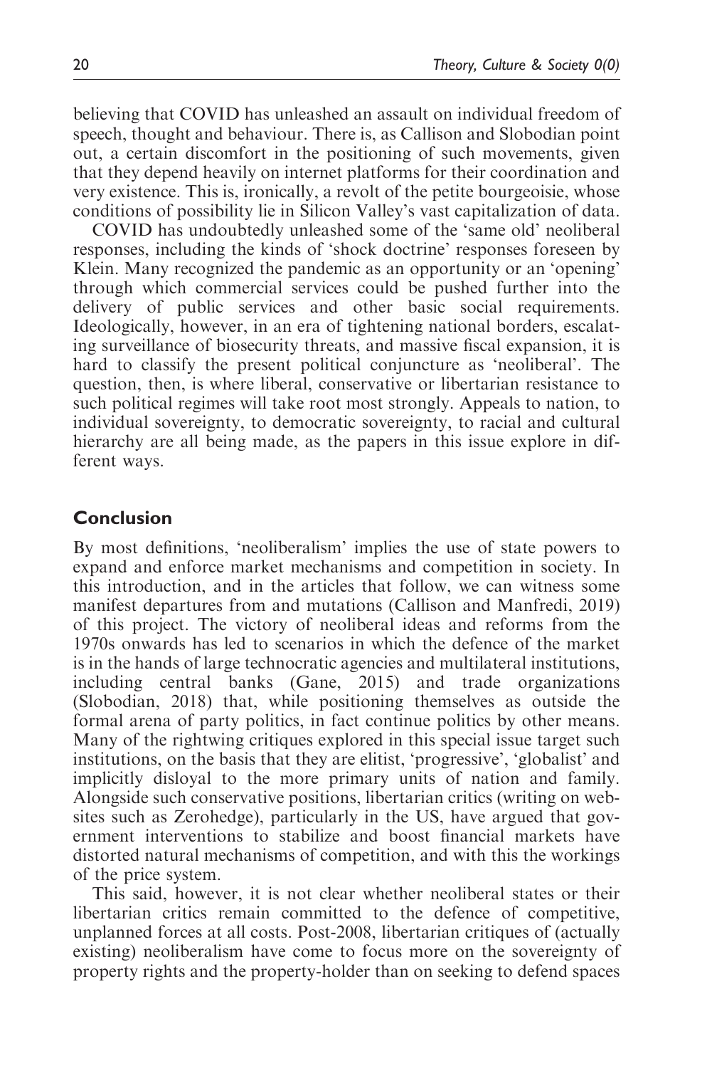believing that COVID has unleashed an assault on individual freedom of speech, thought and behaviour. There is, as Callison and Slobodian point out, a certain discomfort in the positioning of such movements, given that they depend heavily on internet platforms for their coordination and very existence. This is, ironically, a revolt of the petite bourgeoisie, whose conditions of possibility lie in Silicon Valley's vast capitalization of data.

COVID has undoubtedly unleashed some of the 'same old' neoliberal responses, including the kinds of 'shock doctrine' responses foreseen by Klein. Many recognized the pandemic as an opportunity or an 'opening' through which commercial services could be pushed further into the delivery of public services and other basic social requirements. Ideologically, however, in an era of tightening national borders, escalating surveillance of biosecurity threats, and massive fiscal expansion, it is hard to classify the present political conjuncture as 'neoliberal'. The question, then, is where liberal, conservative or libertarian resistance to such political regimes will take root most strongly. Appeals to nation, to individual sovereignty, to democratic sovereignty, to racial and cultural hierarchy are all being made, as the papers in this issue explore in different ways.

## Conclusion

By most definitions, 'neoliberalism' implies the use of state powers to expand and enforce market mechanisms and competition in society. In this introduction, and in the articles that follow, we can witness some manifest departures from and mutations (Callison and Manfredi, 2019) of this project. The victory of neoliberal ideas and reforms from the 1970s onwards has led to scenarios in which the defence of the market is in the hands of large technocratic agencies and multilateral institutions, including central banks (Gane, 2015) and trade organizations (Slobodian, 2018) that, while positioning themselves as outside the formal arena of party politics, in fact continue politics by other means. Many of the rightwing critiques explored in this special issue target such institutions, on the basis that they are elitist, 'progressive', 'globalist' and implicitly disloyal to the more primary units of nation and family. Alongside such conservative positions, libertarian critics (writing on websites such as Zerohedge), particularly in the US, have argued that government interventions to stabilize and boost financial markets have distorted natural mechanisms of competition, and with this the workings of the price system.

This said, however, it is not clear whether neoliberal states or their libertarian critics remain committed to the defence of competitive, unplanned forces at all costs. Post-2008, libertarian critiques of (actually existing) neoliberalism have come to focus more on the sovereignty of property rights and the property-holder than on seeking to defend spaces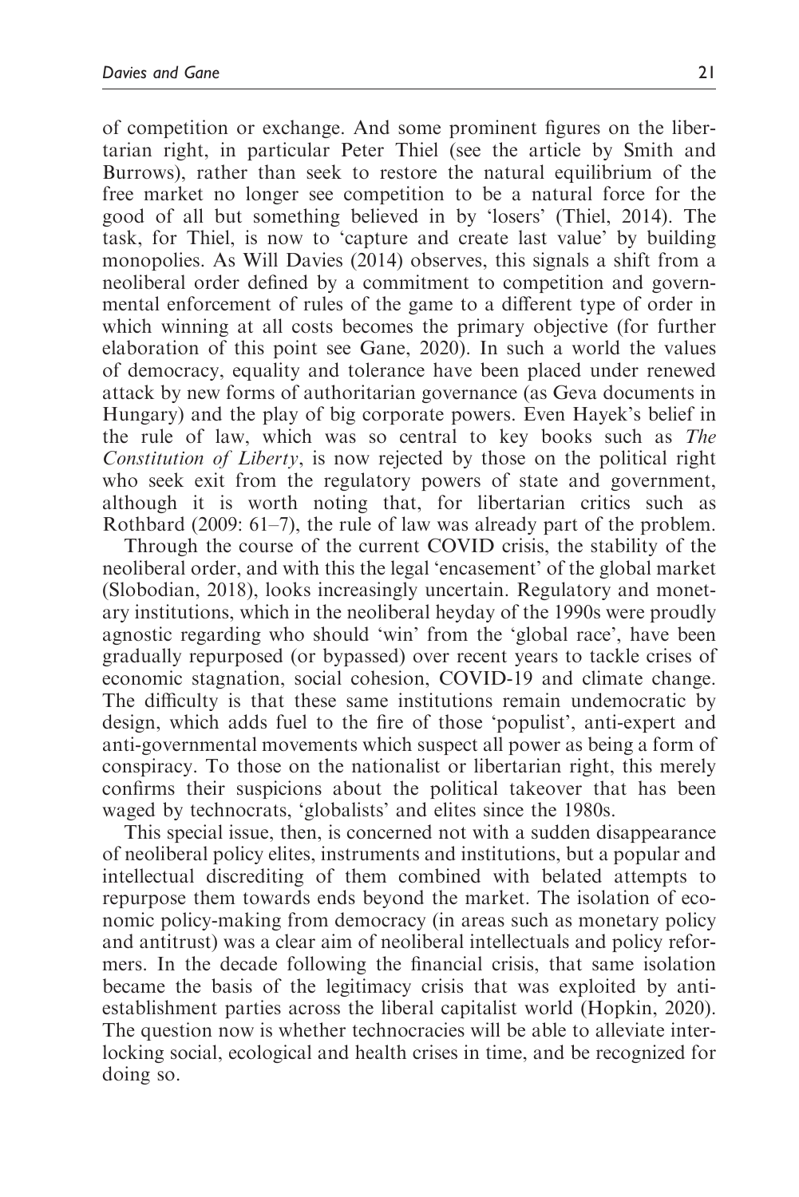of competition or exchange. And some prominent figures on the libertarian right, in particular Peter Thiel (see the article by Smith and Burrows), rather than seek to restore the natural equilibrium of the free market no longer see competition to be a natural force for the good of all but something believed in by 'losers' (Thiel, 2014). The task, for Thiel, is now to 'capture and create last value' by building monopolies. As Will Davies (2014) observes, this signals a shift from a neoliberal order defined by a commitment to competition and governmental enforcement of rules of the game to a different type of order in which winning at all costs becomes the primary objective (for further elaboration of this point see Gane, 2020). In such a world the values of democracy, equality and tolerance have been placed under renewed attack by new forms of authoritarian governance (as Geva documents in Hungary) and the play of big corporate powers. Even Hayek's belief in the rule of law, which was so central to key books such as *The Constitution of Liberty*, is now rejected by those on the political right who seek exit from the regulatory powers of state and government, although it is worth noting that, for libertarian critics such as Rothbard (2009: 61–7), the rule of law was already part of the problem.

Through the course of the current COVID crisis, the stability of the neoliberal order, and with this the legal 'encasement' of the global market (Slobodian, 2018), looks increasingly uncertain. Regulatory and monetary institutions, which in the neoliberal heyday of the 1990s were proudly agnostic regarding who should 'win' from the 'global race', have been gradually repurposed (or bypassed) over recent years to tackle crises of economic stagnation, social cohesion, COVID-19 and climate change. The difficulty is that these same institutions remain undemocratic by design, which adds fuel to the fire of those 'populist', anti-expert and anti-governmental movements which suspect all power as being a form of conspiracy. To those on the nationalist or libertarian right, this merely confirms their suspicions about the political takeover that has been waged by technocrats, 'globalists' and elites since the 1980s.

This special issue, then, is concerned not with a sudden disappearance of neoliberal policy elites, instruments and institutions, but a popular and intellectual discrediting of them combined with belated attempts to repurpose them towards ends beyond the market. The isolation of economic policy-making from democracy (in areas such as monetary policy and antitrust) was a clear aim of neoliberal intellectuals and policy reformers. In the decade following the financial crisis, that same isolation became the basis of the legitimacy crisis that was exploited by anti-establishment parties across the liberal capitalist world (Hopkin, 2020). The question now is whether technocracies will be able to alleviate interlocking social, ecological and health crises in time, and be recognized for doing so.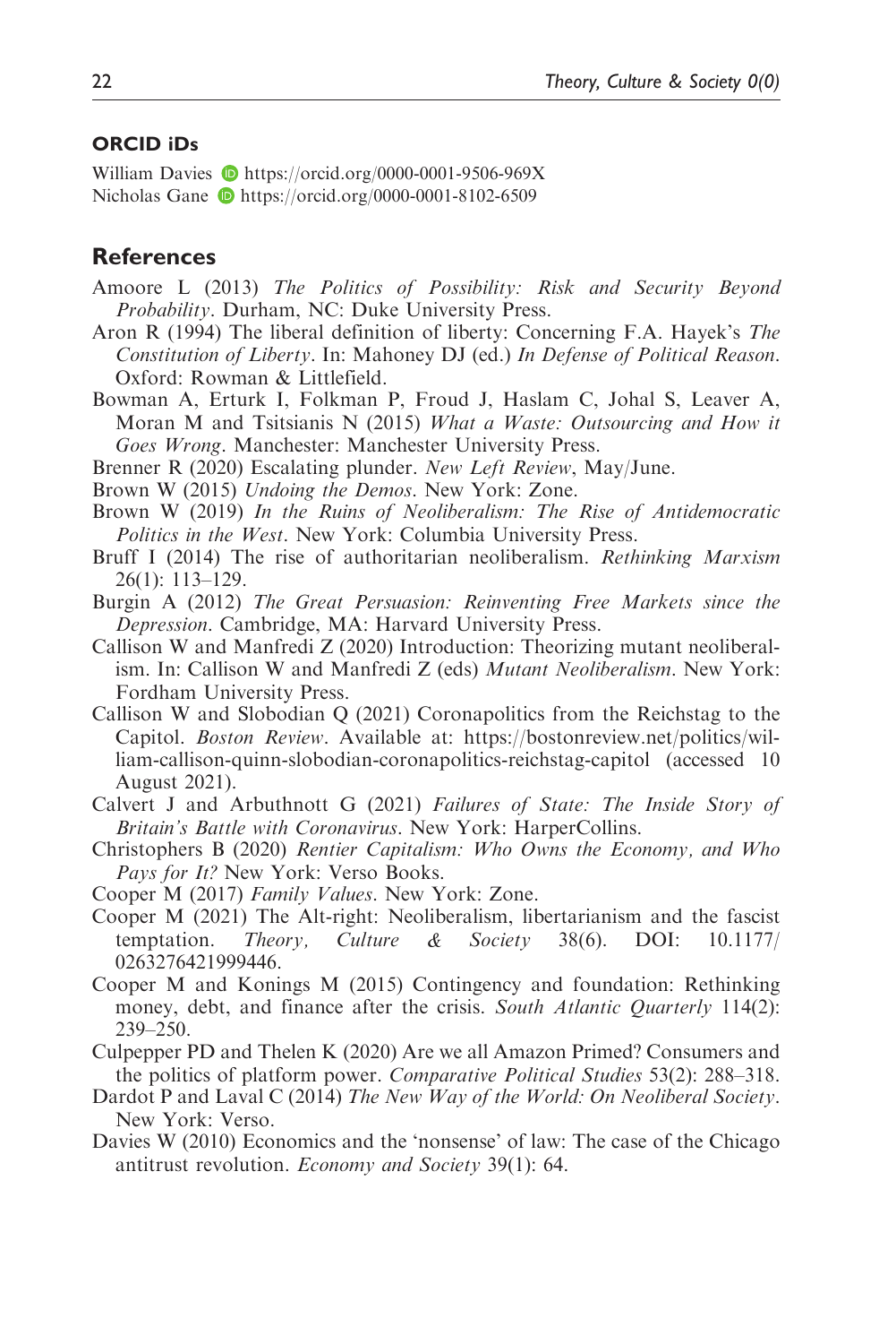### ORCID iDs

William Davies https://orcid.org/0000-0001-9506-969X
Nicholas Gane https://orcid.org/0000-0001-8102-6509

## References

Amoore L (2013) *The Politics of Possibility: Risk and Security Beyond Probability*. Durham, NC: Duke University Press.

Aron R (1994) The liberal definition of liberty: Concerning F.A. Hayek's *The Constitution of Liberty*. In: Mahoney DJ (ed.) *In Defense of Political Reason*. Oxford: Rowman & Littlefield.

Bowman A, Erturk I, Folkman P, Froud J, Haslam C, Johal S, Leaver A, Moran M and Tsitsianis N (2015) *What a Waste: Outsourcing and How it Goes Wrong*. Manchester: Manchester University Press.

Brenner R (2020) Escalating plunder. *New Left Review*, May/June.

Brown W (2015) *Undoing the Demos*. New York: Zone.

Brown W (2019) *In the Ruins of Neoliberalism: The Rise of Antidemocratic Politics in the West*. New York: Columbia University Press.

Bruff I (2014) The rise of authoritarian neoliberalism. *Rethinking Marxism* 26(1): 113–129.

Burgin A (2012) *The Great Persuasion: Reinventing Free Markets since the Depression*. Cambridge, MA: Harvard University Press.

Callison W and Manfredi Z (2020) Introduction: Theorizing mutant neoliberalism. In: Callison W and Manfredi Z (eds) *Mutant Neoliberalism*. New York: Fordham University Press.

Callison W and Slobodian Q (2021) Coronapolitics from the Reichstag to the Capitol. *Boston Review*. Available at: https://bostonreview.net/politics/william-callison-quinn-slobodian-coronapolitics-reichstag-capitol (accessed 10 August 2021).

Calvert J and Arbuthnott G (2021) *Failures of State: The Inside Story of Britain's Battle with Coronavirus*. New York: HarperCollins.

Christophers B (2020) *Rentier Capitalism: Who Owns the Economy, and Who Pays for It?* New York: Verso Books.

Cooper M (2017) *Family Values*. New York: Zone.

Cooper M (2021) The Alt-right: Neoliberalism, libertarianism and the fascist temptation. *Theory, Culture & Society* 38(6). DOI: 10.1177/0263276421999446.

Cooper M and Konings M (2015) Contingency and foundation: Rethinking money, debt, and finance after the crisis. *South Atlantic Quarterly* 114(2): 239–250.

Culpepper PD and Thelen K (2020) Are we all Amazon Primed? Consumers and the politics of platform power. *Comparative Political Studies* 53(2): 288–318.

Dardot P and Laval C (2014) *The New Way of the World: On Neoliberal Society*. New York: Verso.

Davies W (2010) Economics and the 'nonsense' of law: The case of the Chicago antitrust revolution. *Economy and Society* 39(1): 64.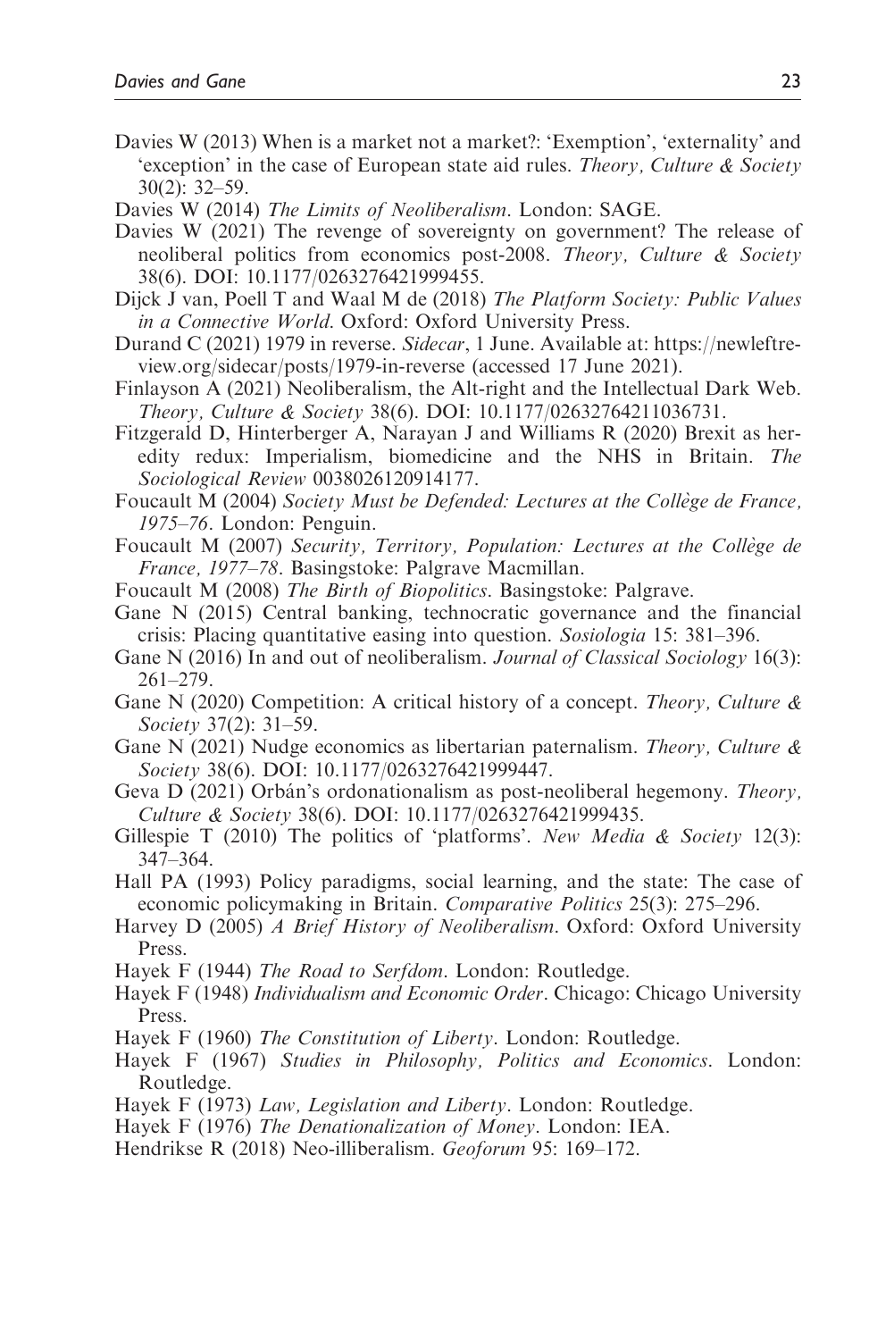Davies W (2013) When is a market not a market?: 'Exemption', 'externality' and 'exception' in the case of European state aid rules. *Theory, Culture & Society* 30(2): 32–59.

Davies W (2014) *The Limits of Neoliberalism*. London: SAGE.

Davies W (2021) The revenge of sovereignty on government? The release of neoliberal politics from economics post-2008. *Theory, Culture & Society* 38(6). DOI: 10.1177/0263276421999455.

Dijck J van, Poell T and Waal M de (2018) *The Platform Society: Public Values in a Connective World*. Oxford: Oxford University Press.

Durand C (2021) 1979 in reverse. *Sidecar*, 1 June. Available at: https://newleftreview.org/sidecar/posts/1979-in-reverse (accessed 17 June 2021).

Finlayson A (2021) Neoliberalism, the Alt-right and the Intellectual Dark Web. *Theory, Culture & Society* 38(6). DOI: 10.1177/02632764211036731.

Fitzgerald D, Hinterberger A, Narayan J and Williams R (2020) Brexit as heredity redux: Imperialism, biomedicine and the NHS in Britain. *The Sociological Review* 0038026120914177.

Foucault M (2004) *Society Must be Defended: Lectures at the Collège de France, 1975–76*. London: Penguin.

Foucault M (2007) *Security, Territory, Population: Lectures at the Collège de France, 1977–78*. Basingstoke: Palgrave Macmillan.

Foucault M (2008) *The Birth of Biopolitics*. Basingstoke: Palgrave.

Gane N (2015) Central banking, technocratic governance and the financial crisis: Placing quantitative easing into question. *Sosiologia* 15: 381–396.

Gane N (2016) In and out of neoliberalism. *Journal of Classical Sociology* 16(3): 261–279.

Gane N (2020) Competition: A critical history of a concept. *Theory, Culture & Society* 37(2): 31–59.

Gane N (2021) Nudge economics as libertarian paternalism. *Theory, Culture & Society* 38(6). DOI: 10.1177/0263276421999447.

Geva D (2021) Orbán's ordonationalism as post-neoliberal hegemony. *Theory, Culture & Society* 38(6). DOI: 10.1177/0263276421999435.

Gillespie T (2010) The politics of 'platforms'. *New Media & Society* 12(3): 347–364.

Hall PA (1993) Policy paradigms, social learning, and the state: The case of economic policymaking in Britain. *Comparative Politics* 25(3): 275–296.

Harvey D (2005) *A Brief History of Neoliberalism*. Oxford: Oxford University Press.

Hayek F (1944) *The Road to Serfdom*. London: Routledge.

Hayek F (1948) *Individualism and Economic Order*. Chicago: Chicago University Press.

Hayek F (1960) *The Constitution of Liberty*. London: Routledge.

Hayek F (1967) *Studies in Philosophy, Politics and Economics*. London: Routledge.

Hayek F (1973) *Law, Legislation and Liberty*. London: Routledge.

Hayek F (1976) *The Denationalization of Money*. London: IEA.

Hendrikse R (2018) Neo-illiberalism. *Geoforum* 95: 169–172.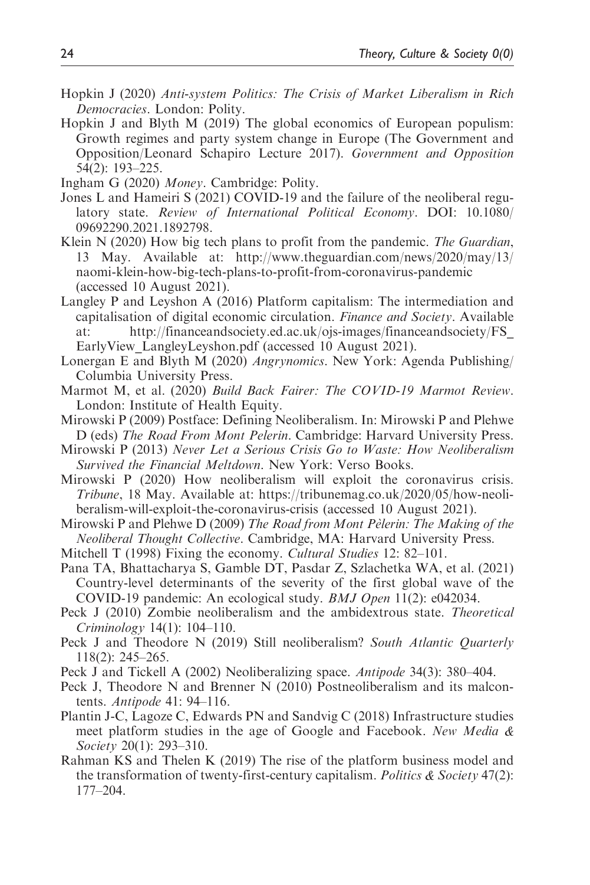Hopkin J (2020) *Anti-system Politics: The Crisis of Market Liberalism in Rich Democracies*. London: Polity.

Hopkin J and Blyth M (2019) The global economics of European populism: Growth regimes and party system change in Europe (The Government and Opposition/Leonard Schapiro Lecture 2017). *Government and Opposition* 54(2): 193–225.

Ingham G (2020) *Money*. Cambridge: Polity.

Jones L and Hameiri S (2021) COVID-19 and the failure of the neoliberal regulatory state. *Review of International Political Economy*. DOI: 10.1080/09692290.2021.1892798.

Klein N (2020) How big tech plans to profit from the pandemic. *The Guardian*, 13 May. Available at: http://www.theguardian.com/news/2020/may/13/naomi-klein-how-big-tech-plans-to-profit-from-coronavirus-pandemic (accessed 10 August 2021).

Langley P and Leyshon A (2016) Platform capitalism: The intermediation and capitalisation of digital economic circulation. *Finance and Society*. Available at: http://financeandsociety.ed.ac.uk/ojs-images/financeandsociety/FS_EarlyView_LangleyLeyshon.pdf (accessed 10 August 2021).

Lonergan E and Blyth M (2020) *Angrynomics*. New York: Agenda Publishing/Columbia University Press.

Marmot M, et al. (2020) *Build Back Fairer: The COVID-19 Marmot Review*. London: Institute of Health Equity.

Mirowski P (2009) Postface: Defining Neoliberalism. In: Mirowski P and Plehwe D (eds) *The Road From Mont Pelerin*. Cambridge: Harvard University Press.

Mirowski P (2013) *Never Let a Serious Crisis Go to Waste: How Neoliberalism Survived the Financial Meltdown*. New York: Verso Books.

Mirowski P (2020) How neoliberalism will exploit the coronavirus crisis. *Tribune*, 18 May. Available at: https://tribunemag.co.uk/2020/05/how-neoliberalism-will-exploit-the-coronavirus-crisis (accessed 10 August 2021).

Mirowski P and Plehwe D (2009) *The Road from Mont Pèlerin: The Making of the Neoliberal Thought Collective*. Cambridge, MA: Harvard University Press.

Mitchell T (1998) Fixing the economy. *Cultural Studies* 12: 82–101.

Pana TA, Bhattacharya S, Gamble DT, Pasdar Z, Szlachetka WA, et al. (2021) Country-level determinants of the severity of the first global wave of the COVID-19 pandemic: An ecological study. *BMJ Open* 11(2): e042034.

Peck J (2010) Zombie neoliberalism and the ambidextrous state. *Theoretical Criminology* 14(1): 104–110.

Peck J and Theodore N (2019) Still neoliberalism? *South Atlantic Quarterly* 118(2): 245–265.

Peck J and Tickell A (2002) Neoliberalizing space. *Antipode* 34(3): 380–404.

Peck J, Theodore N and Brenner N (2010) Postneoliberalism and its malcontents. *Antipode* 41: 94–116.

Plantin J-C, Lagoze C, Edwards PN and Sandvig C (2018) Infrastructure studies meet platform studies in the age of Google and Facebook. *New Media & Society* 20(1): 293–310.

Rahman KS and Thelen K (2019) The rise of the platform business model and the transformation of twenty-first-century capitalism. *Politics & Society* 47(2): 177–204.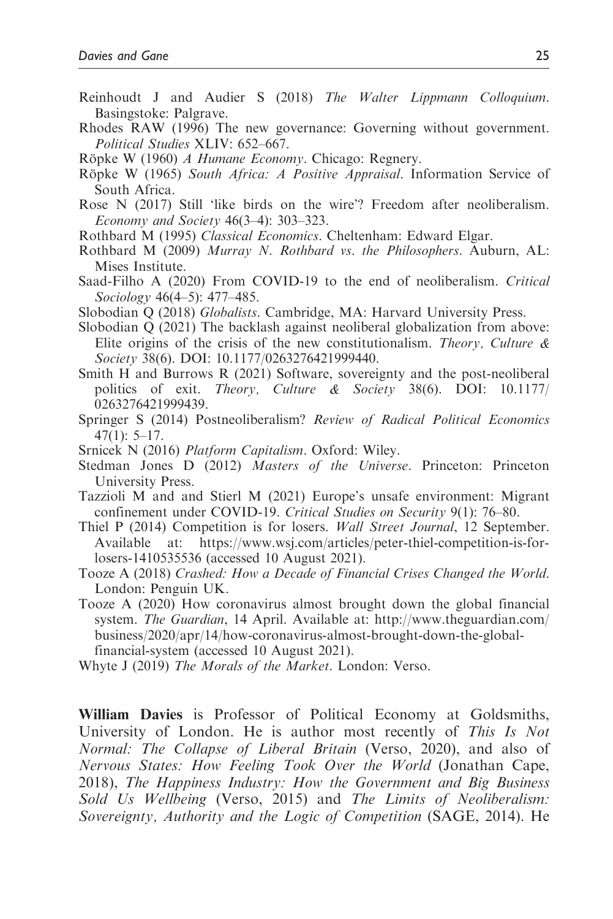Reinhoudt J and Audier S (2018) *The Walter Lippmann Colloquium*. Basingstoke: Palgrave.

Rhodes RAW (1996) The new governance: Governing without government. *Political Studies* XLIV: 652–667.

Röpke W (1960) *A Humane Economy*. Chicago: Regnery.

Röpke W (1965) *South Africa: A Positive Appraisal*. Information Service of South Africa.

Rose N (2017) Still 'like birds on the wire'? Freedom after neoliberalism. *Economy and Society* 46(3–4): 303–323.

Rothbard M (1995) *Classical Economics*. Cheltenham: Edward Elgar.

Rothbard M (2009) *Murray N. Rothbard vs. the Philosophers*. Auburn, AL: Mises Institute.

Saad-Filho A (2020) From COVID-19 to the end of neoliberalism. *Critical Sociology* 46(4–5): 477–485.

Slobodian Q (2018) *Globalists*. Cambridge, MA: Harvard University Press.

Slobodian Q (2021) The backlash against neoliberal globalization from above: Elite origins of the crisis of the new constitutionalism. *Theory, Culture & Society* 38(6). DOI: 10.1177/0263276421999440.

Smith H and Burrows R (2021) Software, sovereignty and the post-neoliberal politics of exit. *Theory, Culture & Society* 38(6). DOI: 10.1177/0263276421999439.

Springer S (2014) Postneoliberalism? *Review of Radical Political Economics* 47(1): 5–17.

Srnicek N (2016) *Platform Capitalism*. Oxford: Wiley.

Stedman Jones D (2012) *Masters of the Universe*. Princeton: Princeton University Press.

Tazzioli M and and Stierl M (2021) Europe's unsafe environment: Migrant confinement under COVID-19. *Critical Studies on Security* 9(1): 76–80.

Thiel P (2014) Competition is for losers. *Wall Street Journal*, 12 September. Available at: https://www.wsj.com/articles/peter-thiel-competition-is-for-losers-1410535536 (accessed 10 August 2021).

Tooze A (2018) *Crashed: How a Decade of Financial Crises Changed the World*. London: Penguin UK.

Tooze A (2020) How coronavirus almost brought down the global financial system. *The Guardian*, 14 April. Available at: http://www.theguardian.com/business/2020/apr/14/how-coronavirus-almost-brought-down-the-global-financial-system (accessed 10 August 2021).

Whyte J (2019) *The Morals of the Market*. London: Verso.

**William Davies** is Professor of Political Economy at Goldsmiths, University of London. He is author most recently of *This Is Not Normal: The Collapse of Liberal Britain* (Verso, 2020), and also of *Nervous States: How Feeling Took Over the World* (Jonathan Cape, 2018), *The Happiness Industry: How the Government and Big Business Sold Us Wellbeing* (Verso, 2015) and *The Limits of Neoliberalism: Sovereignty, Authority and the Logic of Competition* (SAGE, 2014). He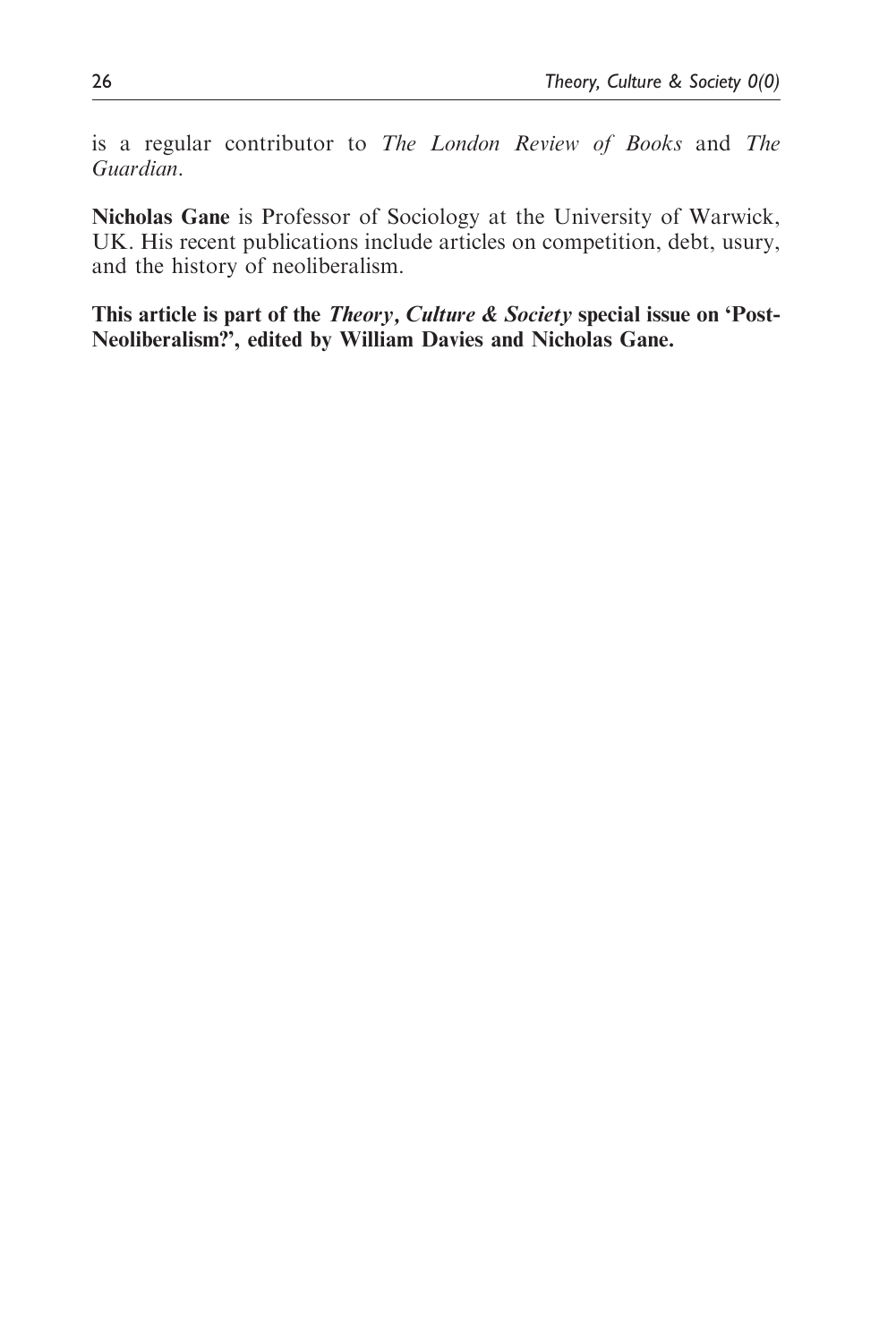is a regular contributor to *The London Review of Books* and *The Guardian*.

**Nicholas Gane** is Professor of Sociology at the University of Warwick, UK. His recent publications include articles on competition, debt, usury, and the history of neoliberalism.

**This article is part of the *Theory, Culture & Society* special issue on 'Post-Neoliberalism?', edited by William Davies and Nicholas Gane.**